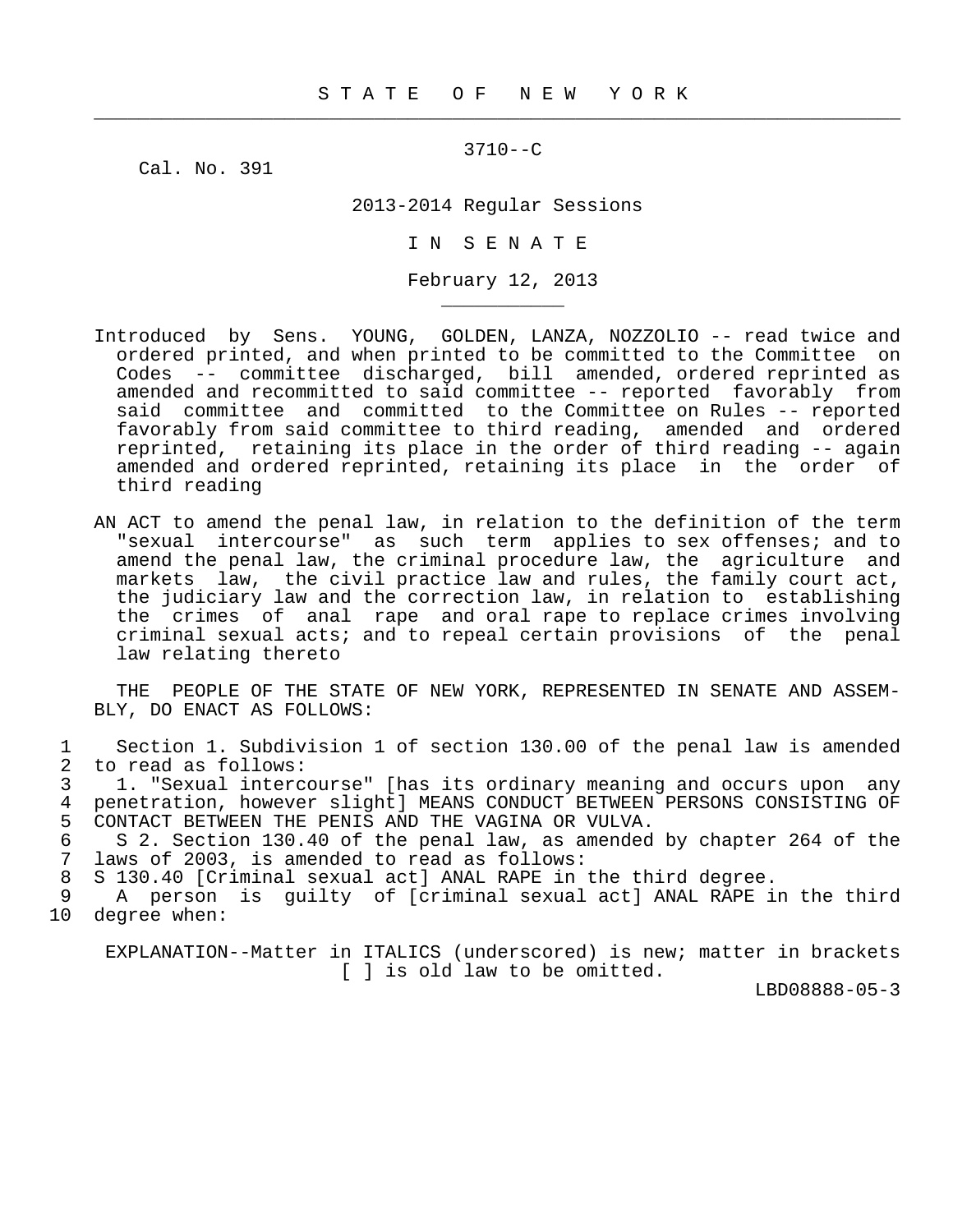# S T A T E   O F   N E W   Y O R K

3710--C

Cal. No. 391

2013-2014 Regular Sessions

I N  S E N A T E

February 12, 2013

Introduced by Sens. YOUNG, GOLDEN, LANZA, NOZZOLIO -- read twice and ordered printed, and when printed to be committed to the Committee on Codes -- committee discharged, bill amended, ordered reprinted as amended and recommitted to said committee -- reported favorably from said committee and committed to the Committee on Rules -- reported favorably from said committee to third reading, amended and ordered reprinted, retaining its place in the order of third reading -- again amended and ordered reprinted, retaining its place in the order of third reading

AN ACT to amend the penal law, in relation to the definition of the term "sexual intercourse" as such term applies to sex offenses; and to amend the penal law, the criminal procedure law, the agriculture and markets law, the civil practice law and rules, the family court act, the judiciary law and the correction law, in relation to establishing the crimes of anal rape and oral rape to replace crimes involving criminal sexual acts; and to repeal certain provisions of the penal law relating thereto

THE PEOPLE OF THE STATE OF NEW YORK, REPRESENTED IN SENATE AND ASSEMBLY, DO ENACT AS FOLLOWS:

1   Section 1. Subdivision 1 of section 130.00 of the penal law is amended
2 to read as follows:
3   1. "Sexual intercourse" [has its ordinary meaning and occurs upon any
4 penetration, however slight] MEANS CONDUCT BETWEEN PERSONS CONSISTING OF
5 CONTACT BETWEEN THE PENIS AND THE VAGINA OR VULVA.
6   S 2. Section 130.40 of the penal law, as amended by chapter 264 of the
7 laws of 2003, is amended to read as follows:
8 S 130.40 [Criminal sexual act] ANAL RAPE in the third degree.
9   A person is guilty of [criminal sexual act] ANAL RAPE in the third
10 degree when:

EXPLANATION--Matter in ITALICS (underscored) is new; matter in brackets [ ] is old law to be omitted.

LBD08888-05-3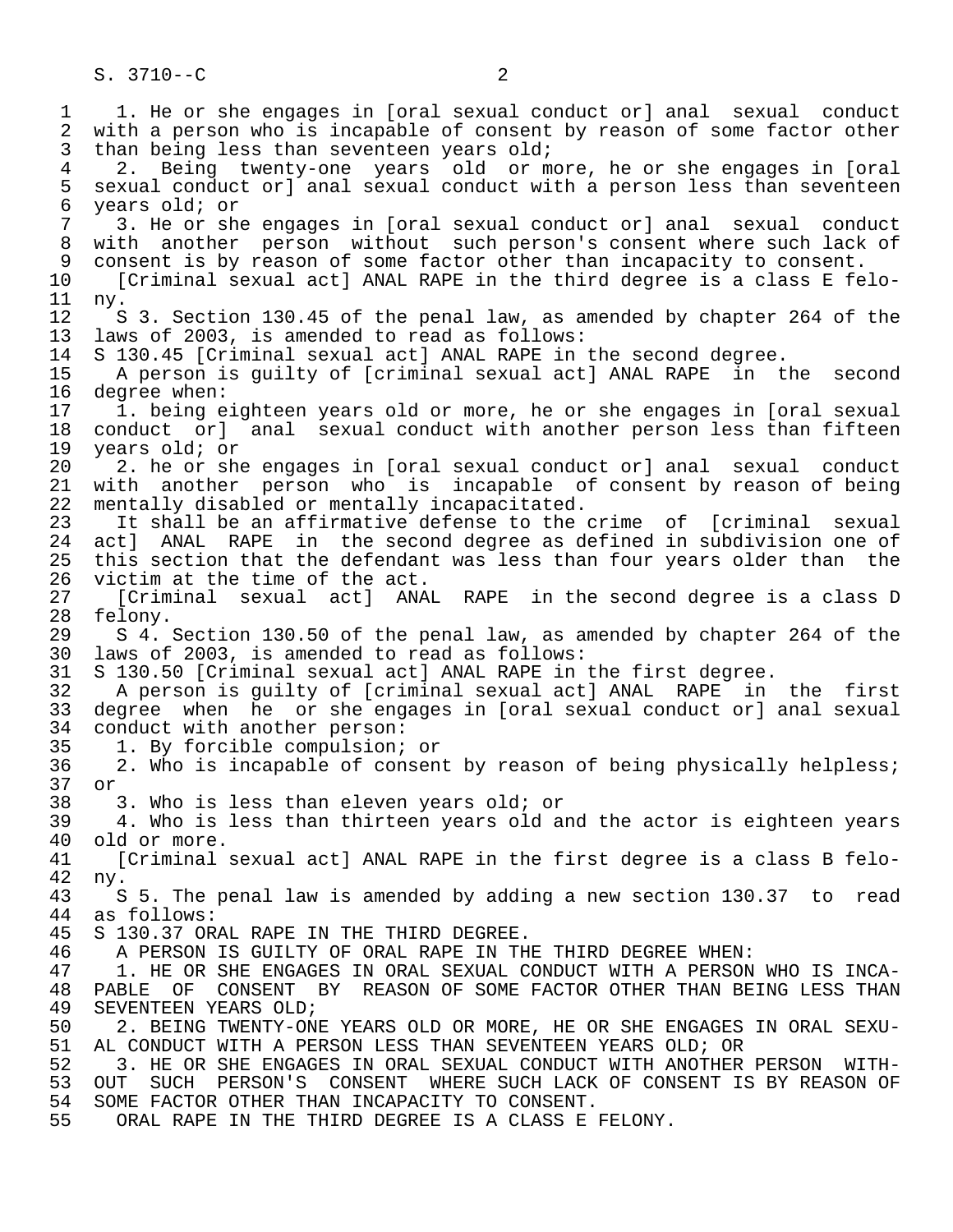1. He or she engages in [oral sexual conduct or] anal sexual conduct with a person who is incapable of consent by reason of some factor other than being less than seventeen years old;

2. Being twenty-one years old or more, he or she engages in [oral sexual conduct or] anal sexual conduct with a person less than seventeen years old; or

3. He or she engages in [oral sexual conduct or] anal sexual conduct with another person without such person's consent where such lack of consent is by reason of some factor other than incapacity to consent.

[Criminal sexual act] ANAL RAPE in the third degree is a class E felony.

S 3. Section 130.45 of the penal law, as amended by chapter 264 of the laws of 2003, is amended to read as follows:

S 130.45 [Criminal sexual act] ANAL RAPE in the second degree.

A person is guilty of [criminal sexual act] ANAL RAPE in the second degree when:

1. being eighteen years old or more, he or she engages in [oral sexual conduct or] anal sexual conduct with another person less than fifteen years old; or

2. he or she engages in [oral sexual conduct or] anal sexual conduct with another person who is incapable of consent by reason of being mentally disabled or mentally incapacitated.

It shall be an affirmative defense to the crime of [criminal sexual act] ANAL RAPE in the second degree as defined in subdivision one of this section that the defendant was less than four years older than the victim at the time of the act.

[Criminal sexual act] ANAL RAPE in the second degree is a class D felony.

S 4. Section 130.50 of the penal law, as amended by chapter 264 of the laws of 2003, is amended to read as follows:

S 130.50 [Criminal sexual act] ANAL RAPE in the first degree.

A person is guilty of [criminal sexual act] ANAL RAPE in the first degree when he or she engages in [oral sexual conduct or] anal sexual conduct with another person:

1. By forcible compulsion; or

2. Who is incapable of consent by reason of being physically helpless; or

3. Who is less than eleven years old; or

4. Who is less than thirteen years old and the actor is eighteen years old or more.

[Criminal sexual act] ANAL RAPE in the first degree is a class B felony.

S 5. The penal law is amended by adding a new section 130.37 to read as follows:

S 130.37 ORAL RAPE IN THE THIRD DEGREE.

A PERSON IS GUILTY OF ORAL RAPE IN THE THIRD DEGREE WHEN:

1. HE OR SHE ENGAGES IN ORAL SEXUAL CONDUCT WITH A PERSON WHO IS INCAPABLE OF CONSENT BY REASON OF SOME FACTOR OTHER THAN BEING LESS THAN SEVENTEEN YEARS OLD;

2. BEING TWENTY-ONE YEARS OLD OR MORE, HE OR SHE ENGAGES IN ORAL SEXUAL CONDUCT WITH A PERSON LESS THAN SEVENTEEN YEARS OLD; OR

3. HE OR SHE ENGAGES IN ORAL SEXUAL CONDUCT WITH ANOTHER PERSON WITHOUT SUCH PERSON'S CONSENT WHERE SUCH LACK OF CONSENT IS BY REASON OF SOME FACTOR OTHER THAN INCAPACITY TO CONSENT.

ORAL RAPE IN THE THIRD DEGREE IS A CLASS E FELONY.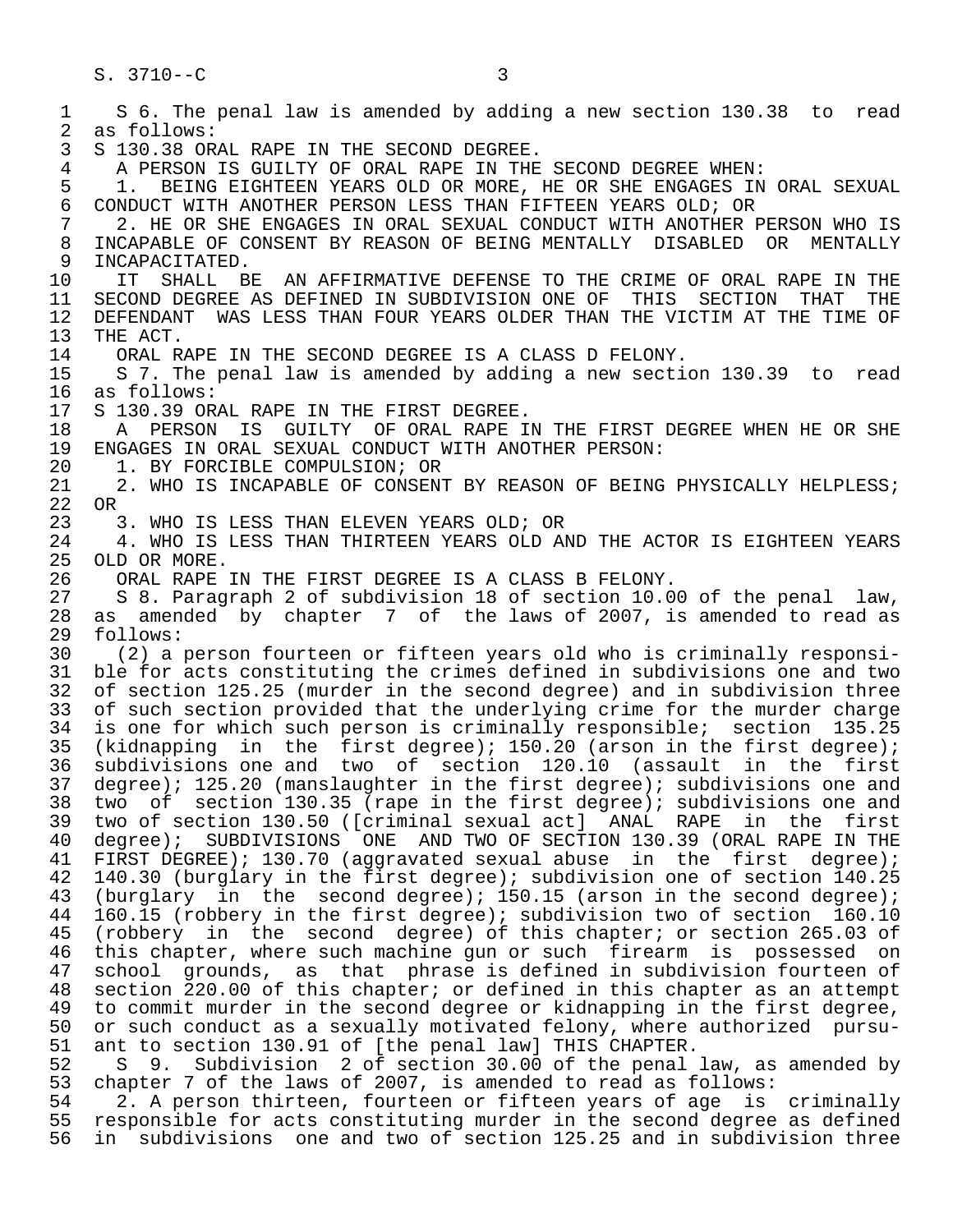S 6. The penal law is amended by adding a new section 130.38 to read as follows:

S 130.38 ORAL RAPE IN THE SECOND DEGREE.

A PERSON IS GUILTY OF ORAL RAPE IN THE SECOND DEGREE WHEN:

1. BEING EIGHTEEN YEARS OLD OR MORE, HE OR SHE ENGAGES IN ORAL SEXUAL CONDUCT WITH ANOTHER PERSON LESS THAN FIFTEEN YEARS OLD; OR

2. HE OR SHE ENGAGES IN ORAL SEXUAL CONDUCT WITH ANOTHER PERSON WHO IS INCAPABLE OF CONSENT BY REASON OF BEING MENTALLY DISABLED OR MENTALLY INCAPACITATED.

IT SHALL BE AN AFFIRMATIVE DEFENSE TO THE CRIME OF ORAL RAPE IN THE SECOND DEGREE AS DEFINED IN SUBDIVISION ONE OF THIS SECTION THAT THE DEFENDANT WAS LESS THAN FOUR YEARS OLDER THAN THE VICTIM AT THE TIME OF THE ACT.

ORAL RAPE IN THE SECOND DEGREE IS A CLASS D FELONY.

S 7. The penal law is amended by adding a new section 130.39 to read as follows:

S 130.39 ORAL RAPE IN THE FIRST DEGREE.

A PERSON IS GUILTY OF ORAL RAPE IN THE FIRST DEGREE WHEN HE OR SHE ENGAGES IN ORAL SEXUAL CONDUCT WITH ANOTHER PERSON:

1. BY FORCIBLE COMPULSION; OR

2. WHO IS INCAPABLE OF CONSENT BY REASON OF BEING PHYSICALLY HELPLESS; OR

3. WHO IS LESS THAN ELEVEN YEARS OLD; OR

4. WHO IS LESS THAN THIRTEEN YEARS OLD AND THE ACTOR IS EIGHTEEN YEARS OLD OR MORE.

ORAL RAPE IN THE FIRST DEGREE IS A CLASS B FELONY.

S 8. Paragraph 2 of subdivision 18 of section 10.00 of the penal law, as amended by chapter 7 of the laws of 2007, is amended to read as follows:

(2) a person fourteen or fifteen years old who is criminally responsible for acts constituting the crimes defined in subdivisions one and two of section 125.25 (murder in the second degree) and in subdivision three of such section provided that the underlying crime for the murder charge is one for which such person is criminally responsible; section 135.25 (kidnapping in the first degree); 150.20 (arson in the first degree); subdivisions one and two of section 120.10 (assault in the first degree); 125.20 (manslaughter in the first degree); subdivisions one and two of section 130.35 (rape in the first degree); subdivisions one and two of section 130.50 ([criminal sexual act] ANAL RAPE in the first degree); SUBDIVISIONS ONE AND TWO OF SECTION 130.39 (ORAL RAPE IN THE FIRST DEGREE); 130.70 (aggravated sexual abuse in the first degree); 140.30 (burglary in the first degree); subdivision one of section 140.25 (burglary in the second degree); 150.15 (arson in the second degree); 160.15 (robbery in the first degree); subdivision two of section 160.10 (robbery in the second degree) of this chapter; or section 265.03 of this chapter, where such machine gun or such firearm is possessed on school grounds, as that phrase is defined in subdivision fourteen of section 220.00 of this chapter; or defined in this chapter as an attempt to commit murder in the second degree or kidnapping in the first degree, or such conduct as a sexually motivated felony, where authorized pursuant to section 130.91 of [the penal law] THIS CHAPTER.

S 9. Subdivision 2 of section 30.00 of the penal law, as amended by chapter 7 of the laws of 2007, is amended to read as follows:

2. A person thirteen, fourteen or fifteen years of age is criminally responsible for acts constituting murder in the second degree as defined in subdivisions one and two of section 125.25 and in subdivision three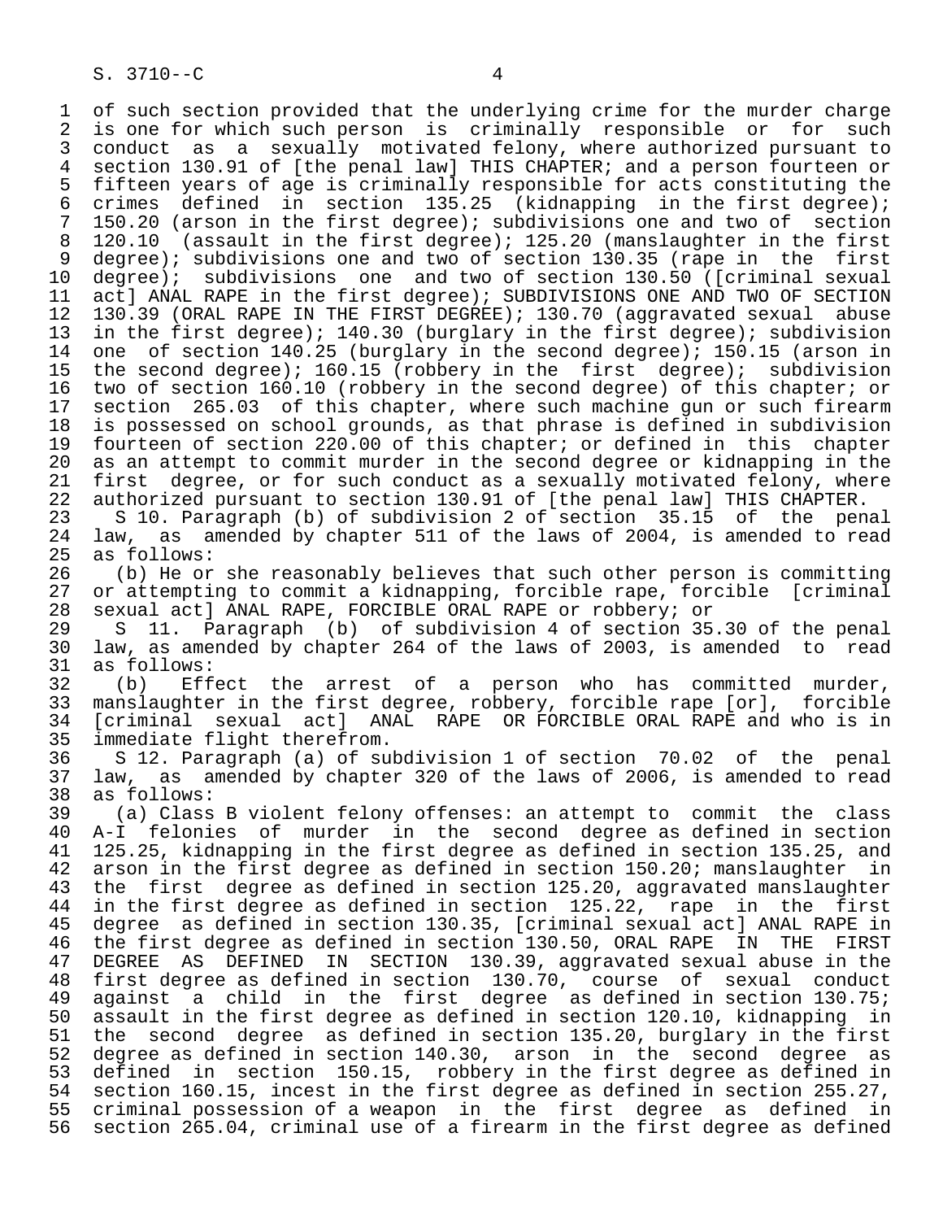of such section provided that the underlying crime for the murder charge is one for which such person is criminally responsible or for such conduct as a sexually motivated felony, where authorized pursuant to section 130.91 of [the penal law] THIS CHAPTER; and a person fourteen or fifteen years of age is criminally responsible for acts constituting the crimes defined in section 135.25 (kidnapping in the first degree); 150.20 (arson in the first degree); subdivisions one and two of section 120.10 (assault in the first degree); 125.20 (manslaughter in the first degree); subdivisions one and two of section 130.35 (rape in the first degree); subdivisions one and two of section 130.50 ([criminal sexual act] ANAL RAPE in the first degree); SUBDIVISIONS ONE AND TWO OF SECTION 130.39 (ORAL RAPE IN THE FIRST DEGREE); 130.70 (aggravated sexual abuse in the first degree); 140.30 (burglary in the first degree); subdivision one of section 140.25 (burglary in the second degree); 150.15 (arson in the second degree); 160.15 (robbery in the first degree); subdivision two of section 160.10 (robbery in the second degree) of this chapter; or section 265.03 of this chapter, where such machine gun or such firearm is possessed on school grounds, as that phrase is defined in subdivision fourteen of section 220.00 of this chapter; or defined in this chapter as an attempt to commit murder in the second degree or kidnapping in the first degree, or for such conduct as a sexually motivated felony, where authorized pursuant to section 130.91 of [the penal law] THIS CHAPTER.

S 10. Paragraph (b) of subdivision 2 of section 35.15 of the penal law, as amended by chapter 511 of the laws of 2004, is amended to read as follows:

(b) He or she reasonably believes that such other person is committing or attempting to commit a kidnapping, forcible rape, forcible [criminal sexual act] ANAL RAPE, FORCIBLE ORAL RAPE or robbery; or

S 11. Paragraph (b) of subdivision 4 of section 35.30 of the penal law, as amended by chapter 264 of the laws of 2003, is amended to read as follows:

(b) Effect the arrest of a person who has committed murder, manslaughter in the first degree, robbery, forcible rape [or], forcible [criminal sexual act] ANAL RAPE OR FORCIBLE ORAL RAPE and who is in immediate flight therefrom.

S 12. Paragraph (a) of subdivision 1 of section 70.02 of the penal law, as amended by chapter 320 of the laws of 2006, is amended to read as follows:

(a) Class B violent felony offenses: an attempt to commit the class A-I felonies of murder in the second degree as defined in section 125.25, kidnapping in the first degree as defined in section 135.25, and arson in the first degree as defined in section 150.20; manslaughter in the first degree as defined in section 125.20, aggravated manslaughter in the first degree as defined in section 125.22, rape in the first degree as defined in section 130.35, [criminal sexual act] ANAL RAPE in the first degree as defined in section 130.50, ORAL RAPE IN THE FIRST DEGREE AS DEFINED IN SECTION 130.39, aggravated sexual abuse in the first degree as defined in section 130.70, course of sexual conduct against a child in the first degree as defined in section 130.75; assault in the first degree as defined in section 120.10, kidnapping in the second degree as defined in section 135.20, burglary in the first degree as defined in section 140.30, arson in the second degree as defined in section 150.15, robbery in the first degree as defined in section 160.15, incest in the first degree as defined in section 255.27, criminal possession of a weapon in the first degree as defined in section 265.04, criminal use of a firearm in the first degree as defined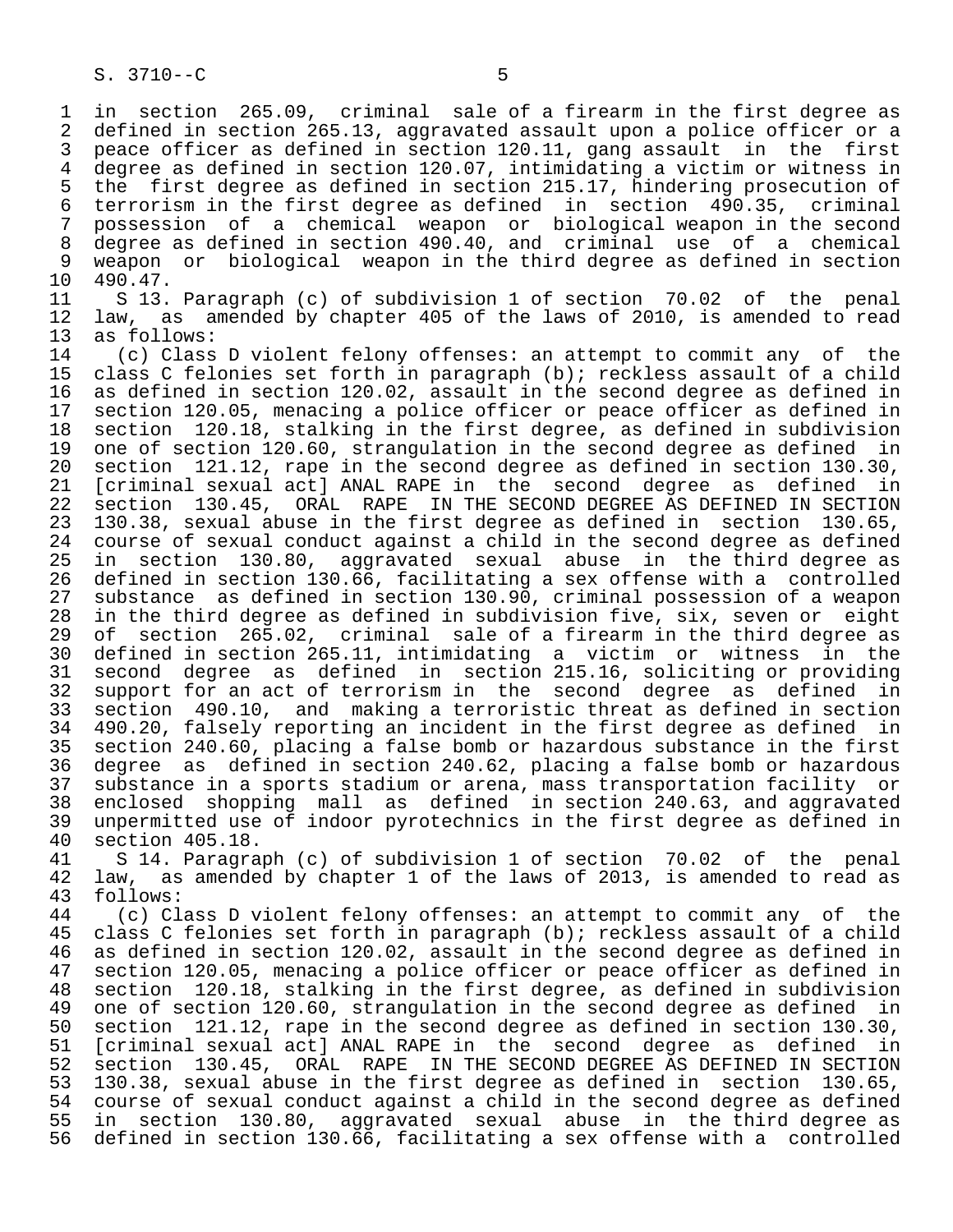in section 265.09, criminal sale of a firearm in the first degree as defined in section 265.13, aggravated assault upon a police officer or a peace officer as defined in section 120.11, gang assault in the first degree as defined in section 120.07, intimidating a victim or witness in the first degree as defined in section 215.17, hindering prosecution of terrorism in the first degree as defined in section 490.35, criminal possession of a chemical weapon or biological weapon in the second degree as defined in section 490.40, and criminal use of a chemical weapon or biological weapon in the third degree as defined in section 490.47.

S 13. Paragraph (c) of subdivision 1 of section 70.02 of the penal law, as amended by chapter 405 of the laws of 2010, is amended to read as follows:

(c) Class D violent felony offenses: an attempt to commit any of the class C felonies set forth in paragraph (b); reckless assault of a child as defined in section 120.02, assault in the second degree as defined in section 120.05, menacing a police officer or peace officer as defined in section 120.18, stalking in the first degree, as defined in subdivision one of section 120.60, strangulation in the second degree as defined in section 121.12, rape in the second degree as defined in section 130.30, [criminal sexual act] ANAL RAPE in the second degree as defined in section 130.45, ORAL RAPE IN THE SECOND DEGREE AS DEFINED IN SECTION 130.38, sexual abuse in the first degree as defined in section 130.65, course of sexual conduct against a child in the second degree as defined in section 130.80, aggravated sexual abuse in the third degree as defined in section 130.66, facilitating a sex offense with a controlled substance as defined in section 130.90, criminal possession of a weapon in the third degree as defined in subdivision five, six, seven or eight of section 265.02, criminal sale of a firearm in the third degree as defined in section 265.11, intimidating a victim or witness in the second degree as defined in section 215.16, soliciting or providing support for an act of terrorism in the second degree as defined in section 490.10, and making a terroristic threat as defined in section 490.20, falsely reporting an incident in the first degree as defined in section 240.60, placing a false bomb or hazardous substance in the first degree as defined in section 240.62, placing a false bomb or hazardous substance in a sports stadium or arena, mass transportation facility or enclosed shopping mall as defined in section 240.63, and aggravated unpermitted use of indoor pyrotechnics in the first degree as defined in section 405.18.

S 14. Paragraph (c) of subdivision 1 of section 70.02 of the penal law, as amended by chapter 1 of the laws of 2013, is amended to read as follows:

(c) Class D violent felony offenses: an attempt to commit any of the class C felonies set forth in paragraph (b); reckless assault of a child as defined in section 120.02, assault in the second degree as defined in section 120.05, menacing a police officer or peace officer as defined in section 120.18, stalking in the first degree, as defined in subdivision one of section 120.60, strangulation in the second degree as defined in section 121.12, rape in the second degree as defined in section 130.30, [criminal sexual act] ANAL RAPE in the second degree as defined in section 130.45, ORAL RAPE IN THE SECOND DEGREE AS DEFINED IN SECTION 130.38, sexual abuse in the first degree as defined in section 130.65, course of sexual conduct against a child in the second degree as defined in section 130.80, aggravated sexual abuse in the third degree as defined in section 130.66, facilitating a sex offense with a controlled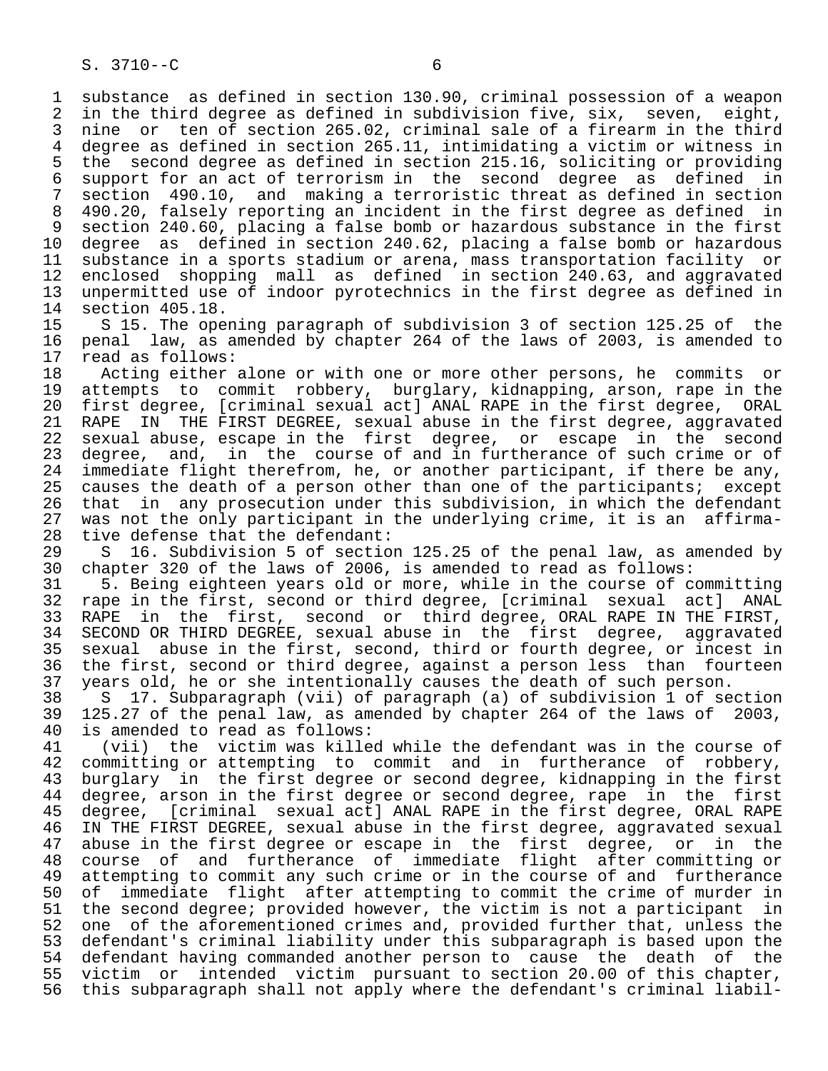substance as defined in section 130.90, criminal possession of a weapon in the third degree as defined in subdivision five, six, seven, eight, nine or ten of section 265.02, criminal sale of a firearm in the third degree as defined in section 265.11, intimidating a victim or witness in the second degree as defined in section 215.16, soliciting or providing support for an act of terrorism in the second degree as defined in section 490.10, and making a terroristic threat as defined in section 490.20, falsely reporting an incident in the first degree as defined in section 240.60, placing a false bomb or hazardous substance in the first degree as defined in section 240.62, placing a false bomb or hazardous substance in a sports stadium or arena, mass transportation facility or enclosed shopping mall as defined in section 240.63, and aggravated unpermitted use of indoor pyrotechnics in the first degree as defined in section 405.18.

S 15. The opening paragraph of subdivision 3 of section 125.25 of the penal law, as amended by chapter 264 of the laws of 2003, is amended to read as follows:

Acting either alone or with one or more other persons, he commits or attempts to commit robbery, burglary, kidnapping, arson, rape in the first degree, [criminal sexual act] ANAL RAPE in the first degree, ORAL RAPE IN THE FIRST DEGREE, sexual abuse in the first degree, aggravated sexual abuse, escape in the first degree, or escape in the second degree, and, in the course of and in furtherance of such crime or of immediate flight therefrom, he, or another participant, if there be any, causes the death of a person other than one of the participants; except that in any prosecution under this subdivision, in which the defendant was not the only participant in the underlying crime, it is an affirmative defense that the defendant:

S 16. Subdivision 5 of section 125.25 of the penal law, as amended by chapter 320 of the laws of 2006, is amended to read as follows:

5. Being eighteen years old or more, while in the course of committing rape in the first, second or third degree, [criminal sexual act] ANAL RAPE in the first, second or third degree, ORAL RAPE IN THE FIRST, SECOND OR THIRD DEGREE, sexual abuse in the first degree, aggravated sexual abuse in the first, second, third or fourth degree, or incest in the first, second or third degree, against a person less than fourteen years old, he or she intentionally causes the death of such person.

S 17. Subparagraph (vii) of paragraph (a) of subdivision 1 of section 125.27 of the penal law, as amended by chapter 264 of the laws of 2003, is amended to read as follows:

(vii) the victim was killed while the defendant was in the course of committing or attempting to commit and in furtherance of robbery, burglary in the first degree or second degree, kidnapping in the first degree, arson in the first degree or second degree, rape in the first degree, [criminal sexual act] ANAL RAPE in the first degree, ORAL RAPE IN THE FIRST DEGREE, sexual abuse in the first degree, aggravated sexual abuse in the first degree or escape in the first degree, or in the course of and furtherance of immediate flight after committing or attempting to commit any such crime or in the course of and furtherance of immediate flight after attempting to commit the crime of murder in the second degree; provided however, the victim is not a participant in one of the aforementioned crimes and, provided further that, unless the defendant's criminal liability under this subparagraph is based upon the defendant having commanded another person to cause the death of the victim or intended victim pursuant to section 20.00 of this chapter, this subparagraph shall not apply where the defendant's criminal liabil-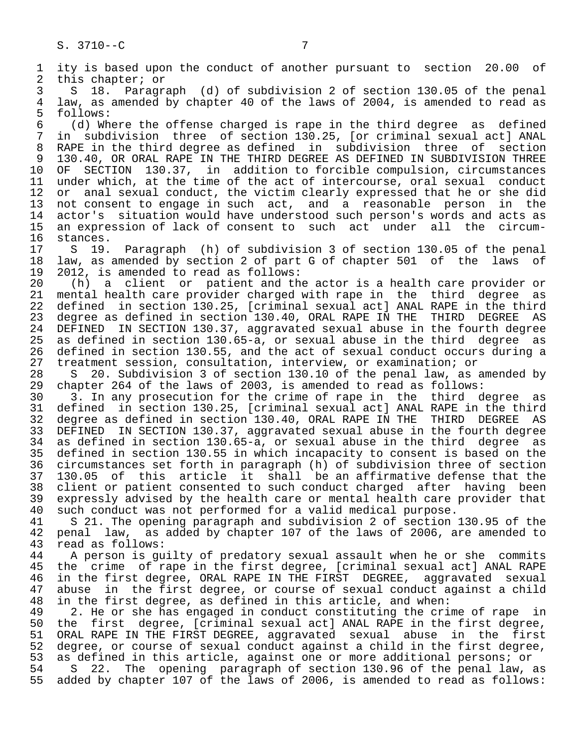ity is based upon the conduct of another pursuant to section 20.00 of this chapter; or

S 18. Paragraph (d) of subdivision 2 of section 130.05 of the penal law, as amended by chapter 40 of the laws of 2004, is amended to read as follows:

(d) Where the offense charged is rape in the third degree as defined in subdivision three of section 130.25, [or criminal sexual act] ANAL RAPE in the third degree as defined in subdivision three of section 130.40, OR ORAL RAPE IN THE THIRD DEGREE AS DEFINED IN SUBDIVISION THREE OF SECTION 130.37, in addition to forcible compulsion, circumstances under which, at the time of the act of intercourse, oral sexual conduct or anal sexual conduct, the victim clearly expressed that he or she did not consent to engage in such act, and a reasonable person in the actor's situation would have understood such person's words and acts as an expression of lack of consent to such act under all the circumstances.

S 19. Paragraph (h) of subdivision 3 of section 130.05 of the penal law, as amended by section 2 of part G of chapter 501 of the laws of 2012, is amended to read as follows:

(h) a client or patient and the actor is a health care provider or mental health care provider charged with rape in the third degree as defined in section 130.25, [criminal sexual act] ANAL RAPE in the third degree as defined in section 130.40, ORAL RAPE IN THE THIRD DEGREE AS DEFINED IN SECTION 130.37, aggravated sexual abuse in the fourth degree as defined in section 130.65-a, or sexual abuse in the third degree as defined in section 130.55, and the act of sexual conduct occurs during a treatment session, consultation, interview, or examination; or

S 20. Subdivision 3 of section 130.10 of the penal law, as amended by chapter 264 of the laws of 2003, is amended to read as follows:

3. In any prosecution for the crime of rape in the third degree as defined in section 130.25, [criminal sexual act] ANAL RAPE in the third degree as defined in section 130.40, ORAL RAPE IN THE THIRD DEGREE AS DEFINED IN SECTION 130.37, aggravated sexual abuse in the fourth degree as defined in section 130.65-a, or sexual abuse in the third degree as defined in section 130.55 in which incapacity to consent is based on the circumstances set forth in paragraph (h) of subdivision three of section 130.05 of this article it shall be an affirmative defense that the client or patient consented to such conduct charged after having been expressly advised by the health care or mental health care provider that such conduct was not performed for a valid medical purpose.

S 21. The opening paragraph and subdivision 2 of section 130.95 of the penal law, as added by chapter 107 of the laws of 2006, are amended to read as follows:

A person is guilty of predatory sexual assault when he or she commits the crime of rape in the first degree, [criminal sexual act] ANAL RAPE in the first degree, ORAL RAPE IN THE FIRST DEGREE, aggravated sexual abuse in the first degree, or course of sexual conduct against a child in the first degree, as defined in this article, and when:

2. He or she has engaged in conduct constituting the crime of rape in the first degree, [criminal sexual act] ANAL RAPE in the first degree, ORAL RAPE IN THE FIRST DEGREE, aggravated sexual abuse in the first degree, or course of sexual conduct against a child in the first degree, as defined in this article, against one or more additional persons; or

S 22. The opening paragraph of section 130.96 of the penal law, as added by chapter 107 of the laws of 2006, is amended to read as follows: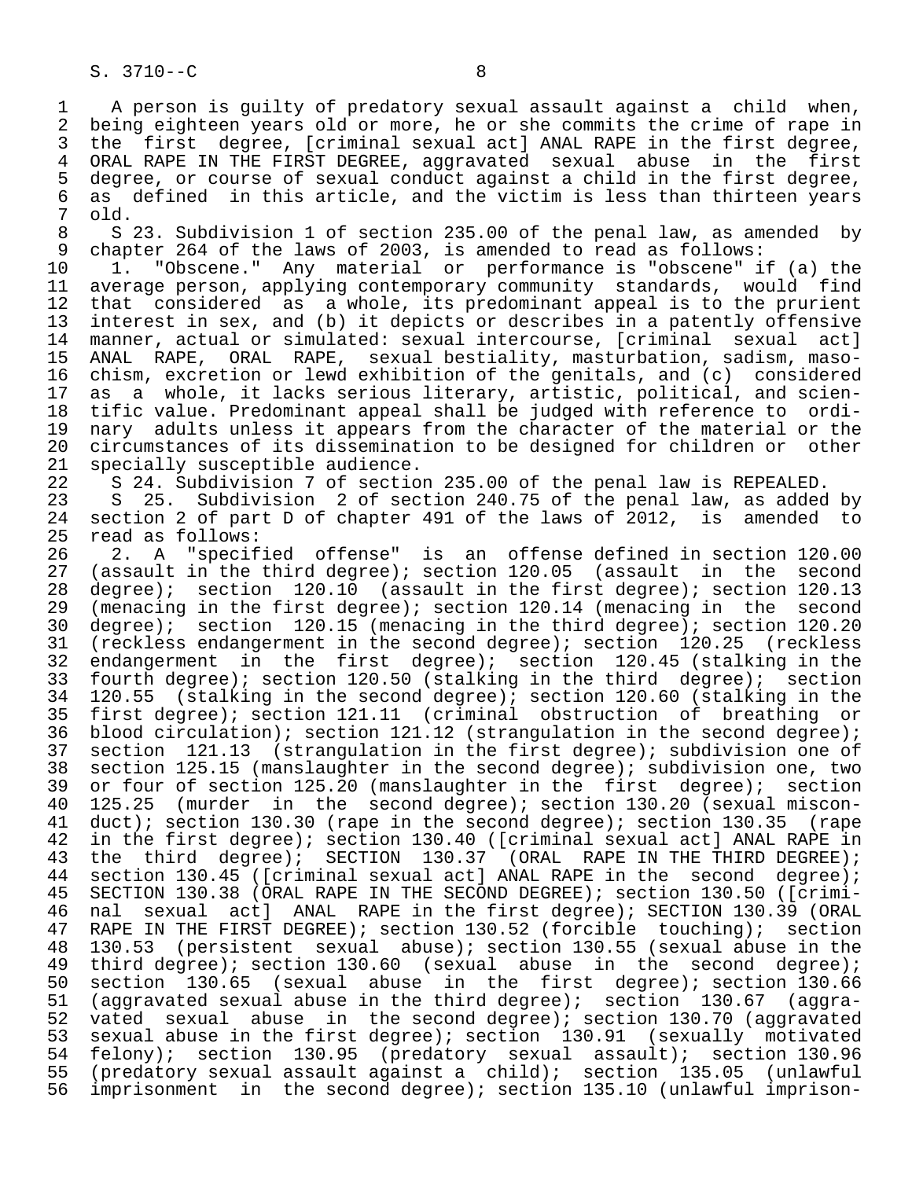A person is guilty of predatory sexual assault against a child when, being eighteen years old or more, he or she commits the crime of rape in the first degree, [criminal sexual act] ANAL RAPE in the first degree, ORAL RAPE IN THE FIRST DEGREE, aggravated sexual abuse in the first degree, or course of sexual conduct against a child in the first degree, as defined in this article, and the victim is less than thirteen years old.

S 23. Subdivision 1 of section 235.00 of the penal law, as amended by chapter 264 of the laws of 2003, is amended to read as follows:

1. "Obscene." Any material or performance is "obscene" if (a) the average person, applying contemporary community standards, would find that considered as a whole, its predominant appeal is to the prurient interest in sex, and (b) it depicts or describes in a patently offensive manner, actual or simulated: sexual intercourse, [criminal sexual act] ANAL RAPE, ORAL RAPE, sexual bestiality, masturbation, sadism, masochism, excretion or lewd exhibition of the genitals, and (c) considered as a whole, it lacks serious literary, artistic, political, and scientific value. Predominant appeal shall be judged with reference to ordinary adults unless it appears from the character of the material or the circumstances of its dissemination to be designed for children or other specially susceptible audience.

S 24. Subdivision 7 of section 235.00 of the penal law is REPEALED.

S 25. Subdivision 2 of section 240.75 of the penal law, as added by section 2 of part D of chapter 491 of the laws of 2012, is amended to read as follows:

2. A "specified offense" is an offense defined in section 120.00 (assault in the third degree); section 120.05 (assault in the second degree); section 120.10 (assault in the first degree); section 120.13 (menacing in the first degree); section 120.14 (menacing in the second degree); section 120.15 (menacing in the third degree); section 120.20 (reckless endangerment in the second degree); section 120.25 (reckless endangerment in the first degree); section 120.45 (stalking in the fourth degree); section 120.50 (stalking in the third degree); section 120.55 (stalking in the second degree); section 120.60 (stalking in the first degree); section 121.11 (criminal obstruction of breathing or blood circulation); section 121.12 (strangulation in the second degree); section 121.13 (strangulation in the first degree); subdivision one of section 125.15 (manslaughter in the second degree); subdivision one, two or four of section 125.20 (manslaughter in the first degree); section 125.25 (murder in the second degree); section 130.20 (sexual misconduct); section 130.30 (rape in the second degree); section 130.35 (rape in the first degree); section 130.40 ([criminal sexual act] ANAL RAPE in the third degree); SECTION 130.37 (ORAL RAPE IN THE THIRD DEGREE); section 130.45 ([criminal sexual act] ANAL RAPE in the second degree); SECTION 130.38 (ORAL RAPE IN THE SECOND DEGREE); section 130.50 ([criminal sexual act] ANAL RAPE in the first degree); SECTION 130.39 (ORAL RAPE IN THE FIRST DEGREE); section 130.52 (forcible touching); section 130.53 (persistent sexual abuse); section 130.55 (sexual abuse in the third degree); section 130.60 (sexual abuse in the second degree); section 130.65 (sexual abuse in the first degree); section 130.66 (aggravated sexual abuse in the third degree); section 130.67 (aggravated sexual abuse in the second degree); section 130.70 (aggravated sexual abuse in the first degree); section 130.91 (sexually motivated felony); section 130.95 (predatory sexual assault); section 130.96 (predatory sexual assault against a child); section 135.05 (unlawful imprisonment in the second degree); section 135.10 (unlawful imprison-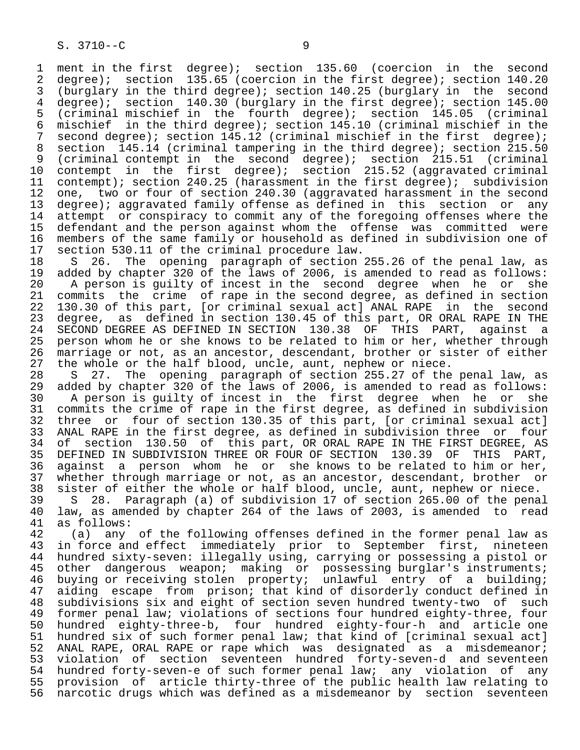ment in the first degree); section 135.60 (coercion in the second degree); section 135.65 (coercion in the first degree); section 140.20 (burglary in the third degree); section 140.25 (burglary in the second degree); section 140.30 (burglary in the first degree); section 145.00 (criminal mischief in the fourth degree); section 145.05 (criminal mischief in the third degree); section 145.10 (criminal mischief in the second degree); section 145.12 (criminal mischief in the first degree); section 145.14 (criminal tampering in the third degree); section 215.50 (criminal contempt in the second degree); section 215.51 (criminal contempt in the first degree); section 215.52 (aggravated criminal contempt); section 240.25 (harassment in the first degree); subdivision one, two or four of section 240.30 (aggravated harassment in the second degree); aggravated family offense as defined in this section or any attempt or conspiracy to commit any of the foregoing offenses where the defendant and the person against whom the offense was committed were members of the same family or household as defined in subdivision one of section 530.11 of the criminal procedure law.

S 26. The opening paragraph of section 255.26 of the penal law, as added by chapter 320 of the laws of 2006, is amended to read as follows:

A person is guilty of incest in the second degree when he or she commits the crime of rape in the second degree, as defined in section 130.30 of this part, [or criminal sexual act] ANAL RAPE in the second degree, as defined in section 130.45 of this part, OR ORAL RAPE IN THE SECOND DEGREE AS DEFINED IN SECTION 130.38 OF THIS PART, against a person whom he or she knows to be related to him or her, whether through marriage or not, as an ancestor, descendant, brother or sister of either the whole or the half blood, uncle, aunt, nephew or niece.

S 27. The opening paragraph of section 255.27 of the penal law, as added by chapter 320 of the laws of 2006, is amended to read as follows:

A person is guilty of incest in the first degree when he or she commits the crime of rape in the first degree, as defined in subdivision three or four of section 130.35 of this part, [or criminal sexual act] ANAL RAPE in the first degree, as defined in subdivision three or four of section 130.50 of this part, OR ORAL RAPE IN THE FIRST DEGREE, AS DEFINED IN SUBDIVISION THREE OR FOUR OF SECTION 130.39 OF THIS PART, against a person whom he or she knows to be related to him or her, whether through marriage or not, as an ancestor, descendant, brother or sister of either the whole or half blood, uncle, aunt, nephew or niece.

S 28. Paragraph (a) of subdivision 17 of section 265.00 of the penal law, as amended by chapter 264 of the laws of 2003, is amended to read as follows:

(a) any of the following offenses defined in the former penal law as in force and effect immediately prior to September first, nineteen hundred sixty-seven: illegally using, carrying or possessing a pistol or other dangerous weapon; making or possessing burglar's instruments; buying or receiving stolen property; unlawful entry of a building; aiding escape from prison; that kind of disorderly conduct defined in subdivisions six and eight of section seven hundred twenty-two of such former penal law; violations of sections four hundred eighty-three, four hundred eighty-three-b, four hundred eighty-four-h and article one hundred six of such former penal law; that kind of [criminal sexual act] ANAL RAPE, ORAL RAPE or rape which was designated as a misdemeanor; violation of section seventeen hundred forty-seven-d and seventeen hundred forty-seven-e of such former penal law; any violation of any provision of article thirty-three of the public health law relating to narcotic drugs which was defined as a misdemeanor by section seventeen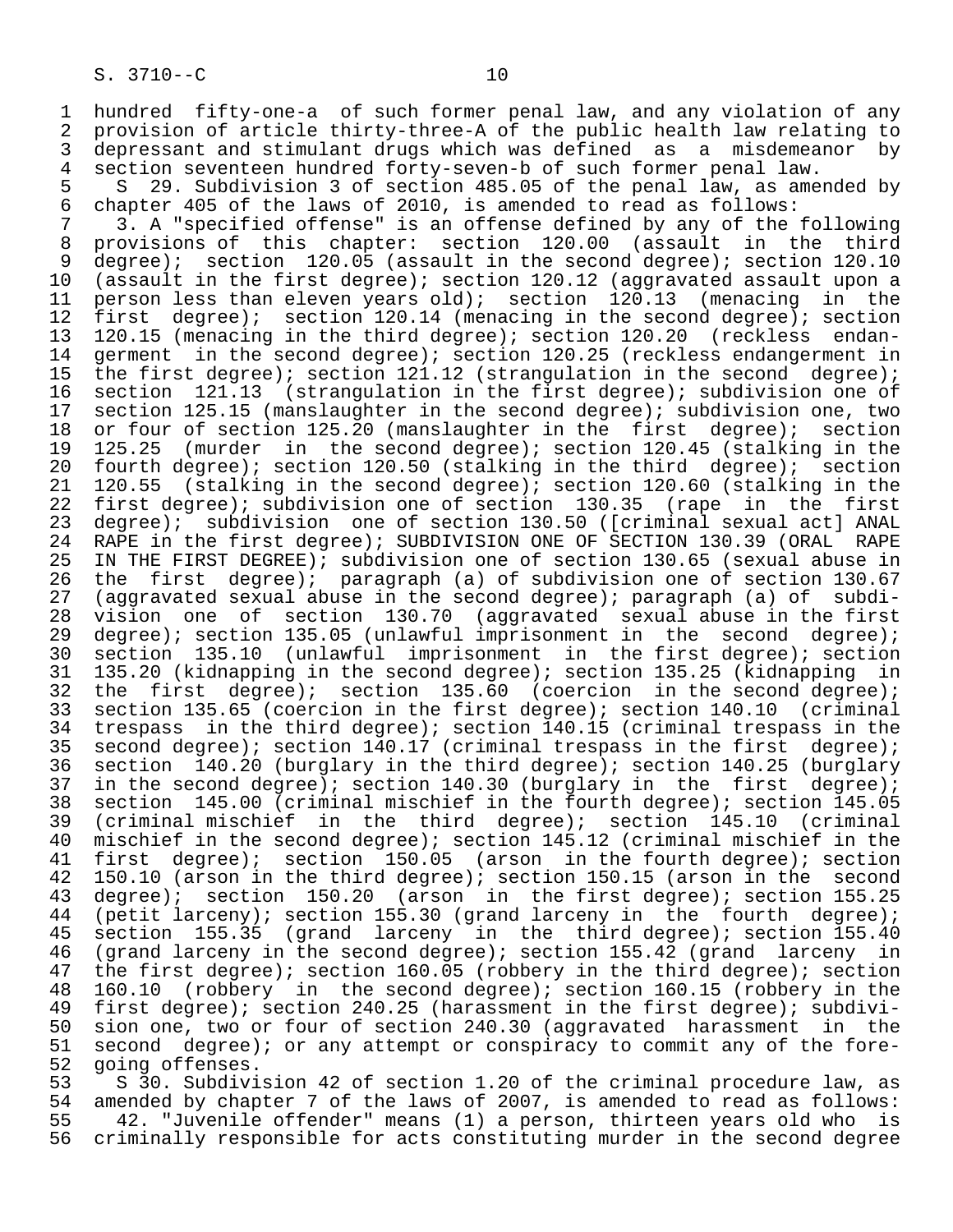hundred fifty-one-a of such former penal law, and any violation of any provision of article thirty-three-A of the public health law relating to depressant and stimulant drugs which was defined as a misdemeanor by section seventeen hundred forty-seven-b of such former penal law.

S 29. Subdivision 3 of section 485.05 of the penal law, as amended by chapter 405 of the laws of 2010, is amended to read as follows:

3. A "specified offense" is an offense defined by any of the following provisions of this chapter: section 120.00 (assault in the third degree); section 120.05 (assault in the second degree); section 120.10 (assault in the first degree); section 120.12 (aggravated assault upon a person less than eleven years old); section 120.13 (menacing in the first degree); section 120.14 (menacing in the second degree); section 120.15 (menacing in the third degree); section 120.20 (reckless endangerment in the second degree); section 120.25 (reckless endangerment in the first degree); section 121.12 (strangulation in the second degree); section 121.13 (strangulation in the first degree); subdivision one of section 125.15 (manslaughter in the second degree); subdivision one, two or four of section 125.20 (manslaughter in the first degree); section 125.25 (murder in the second degree); section 120.45 (stalking in the fourth degree); section 120.50 (stalking in the third degree); section 120.55 (stalking in the second degree); section 120.60 (stalking in the first degree); subdivision one of section 130.35 (rape in the first degree); subdivision one of section 130.50 ([criminal sexual act] ANAL RAPE in the first degree); SUBDIVISION ONE OF SECTION 130.39 (ORAL RAPE IN THE FIRST DEGREE); subdivision one of section 130.65 (sexual abuse in the first degree); paragraph (a) of subdivision one of section 130.67 (aggravated sexual abuse in the second degree); paragraph (a) of subdivision one of section 130.70 (aggravated sexual abuse in the first degree); section 135.05 (unlawful imprisonment in the second degree); section 135.10 (unlawful imprisonment in the first degree); section 135.20 (kidnapping in the second degree); section 135.25 (kidnapping in the first degree); section 135.60 (coercion in the second degree); section 135.65 (coercion in the first degree); section 140.10 (criminal trespass in the third degree); section 140.15 (criminal trespass in the second degree); section 140.17 (criminal trespass in the first degree); section 140.20 (burglary in the third degree); section 140.25 (burglary in the second degree); section 140.30 (burglary in the first degree); section 145.00 (criminal mischief in the fourth degree); section 145.05 (criminal mischief in the third degree); section 145.10 (criminal mischief in the second degree); section 145.12 (criminal mischief in the first degree); section 150.05 (arson in the fourth degree); section 150.10 (arson in the third degree); section 150.15 (arson in the second degree); section 150.20 (arson in the first degree); section 155.25 (petit larceny); section 155.30 (grand larceny in the fourth degree); section 155.35 (grand larceny in the third degree); section 155.40 (grand larceny in the second degree); section 155.42 (grand larceny in the first degree); section 160.05 (robbery in the third degree); section 160.10 (robbery in the second degree); section 160.15 (robbery in the first degree); section 240.25 (harassment in the first degree); subdivision one, two or four of section 240.30 (aggravated harassment in the second degree); or any attempt or conspiracy to commit any of the foregoing offenses.

S 30. Subdivision 42 of section 1.20 of the criminal procedure law, as amended by chapter 7 of the laws of 2007, is amended to read as follows:

42. "Juvenile offender" means (1) a person, thirteen years old who is criminally responsible for acts constituting murder in the second degree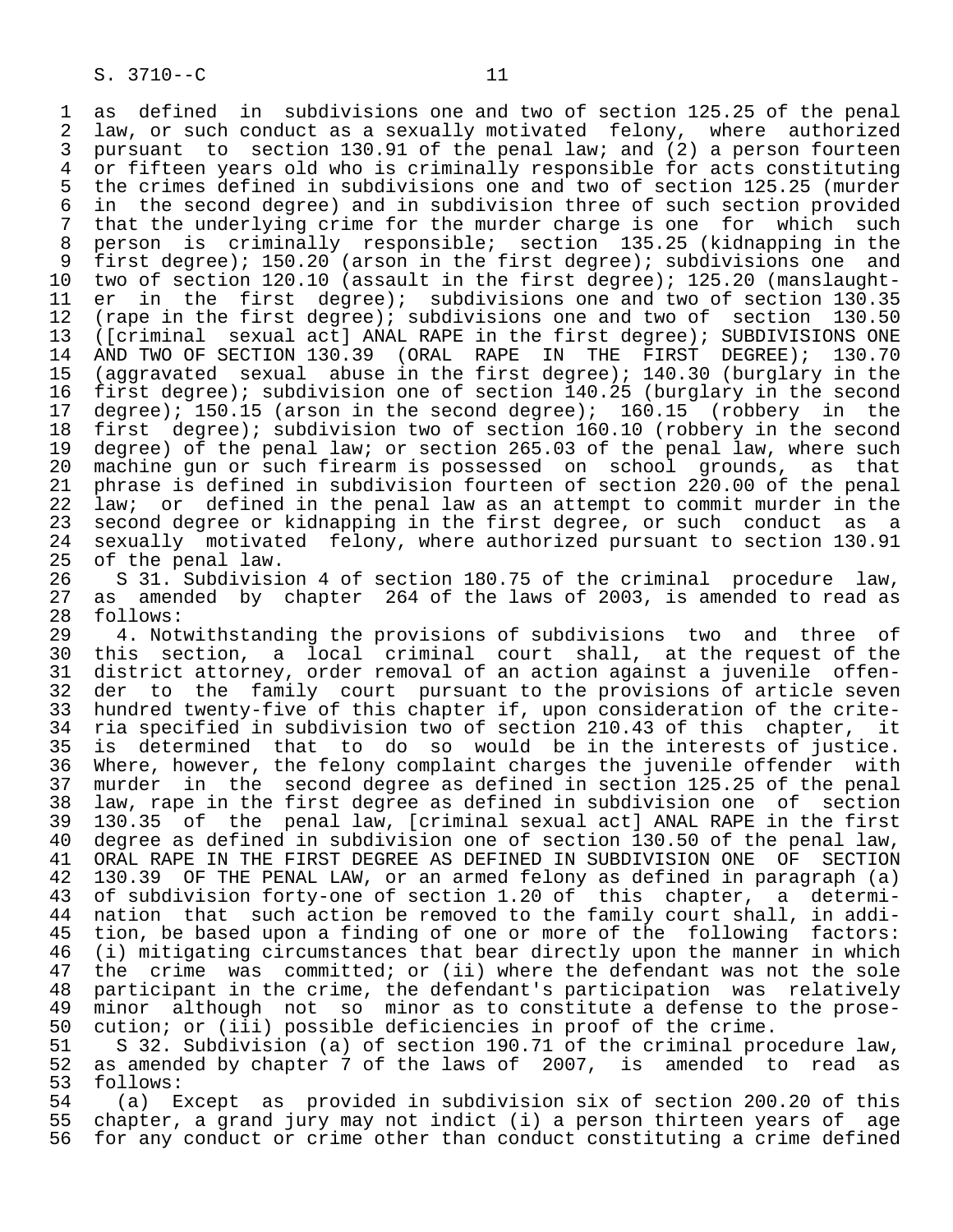as defined in subdivisions one and two of section 125.25 of the penal law, or such conduct as a sexually motivated felony, where authorized pursuant to section 130.91 of the penal law; and (2) a person fourteen or fifteen years old who is criminally responsible for acts constituting the crimes defined in subdivisions one and two of section 125.25 (murder in the second degree) and in subdivision three of such section provided that the underlying crime for the murder charge is one for which such person is criminally responsible; section 135.25 (kidnapping in the first degree); 150.20 (arson in the first degree); subdivisions one and two of section 120.10 (assault in the first degree); 125.20 (manslaughter in the first degree); subdivisions one and two of section 130.35 (rape in the first degree); subdivisions one and two of section 130.50 ([criminal sexual act] ANAL RAPE in the first degree); SUBDIVISIONS ONE AND TWO OF SECTION 130.39 (ORAL RAPE IN THE FIRST DEGREE); 130.70 (aggravated sexual abuse in the first degree); 140.30 (burglary in the first degree); subdivision one of section 140.25 (burglary in the second degree); 150.15 (arson in the second degree); 160.15 (robbery in the first degree); subdivision two of section 160.10 (robbery in the second degree) of the penal law; or section 265.03 of the penal law, where such machine gun or such firearm is possessed on school grounds, as that phrase is defined in subdivision fourteen of section 220.00 of the penal law; or defined in the penal law as an attempt to commit murder in the second degree or kidnapping in the first degree, or such conduct as a sexually motivated felony, where authorized pursuant to section 130.91 of the penal law.

S 31. Subdivision 4 of section 180.75 of the criminal procedure law, as amended by chapter 264 of the laws of 2003, is amended to read as follows:

4. Notwithstanding the provisions of subdivisions two and three of this section, a local criminal court shall, at the request of the district attorney, order removal of an action against a juvenile offender to the family court pursuant to the provisions of article seven hundred twenty-five of this chapter if, upon consideration of the criteria specified in subdivision two of section 210.43 of this chapter, it is determined that to do so would be in the interests of justice. Where, however, the felony complaint charges the juvenile offender with murder in the second degree as defined in section 125.25 of the penal law, rape in the first degree as defined in subdivision one of section 130.35 of the penal law, [criminal sexual act] ANAL RAPE in the first degree as defined in subdivision one of section 130.50 of the penal law, ORAL RAPE IN THE FIRST DEGREE AS DEFINED IN SUBDIVISION ONE OF SECTION 130.39 OF THE PENAL LAW, or an armed felony as defined in paragraph (a) of subdivision forty-one of section 1.20 of this chapter, a determination that such action be removed to the family court shall, in addition, be based upon a finding of one or more of the following factors: (i) mitigating circumstances that bear directly upon the manner in which the crime was committed; or (ii) where the defendant was not the sole participant in the crime, the defendant's participation was relatively minor although not so minor as to constitute a defense to the prosecution; or (iii) possible deficiencies in proof of the crime.

S 32. Subdivision (a) of section 190.71 of the criminal procedure law, as amended by chapter 7 of the laws of 2007, is amended to read as follows:

(a) Except as provided in subdivision six of section 200.20 of this chapter, a grand jury may not indict (i) a person thirteen years of age for any conduct or crime other than conduct constituting a crime defined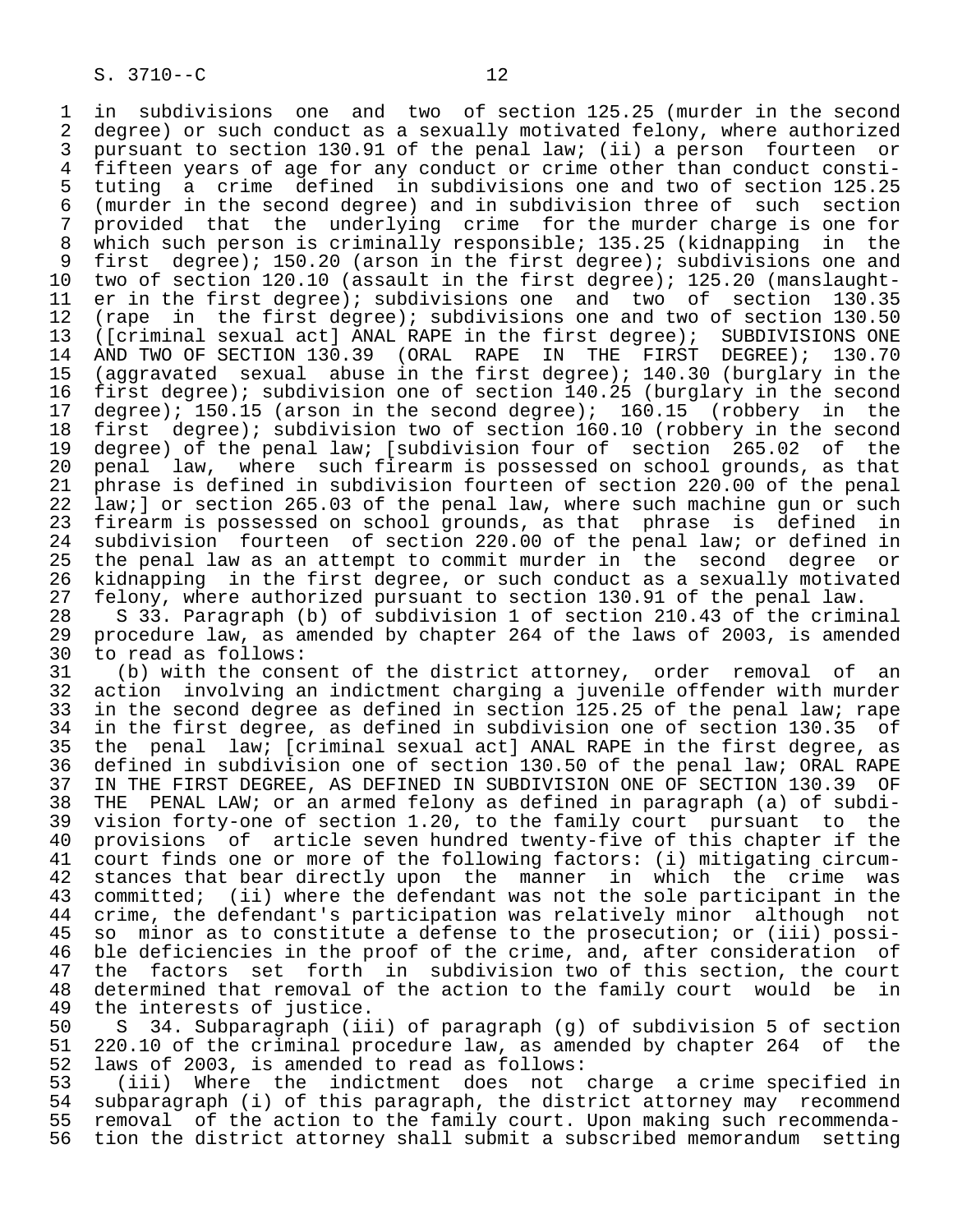in subdivisions one and two of section 125.25 (murder in the second degree) or such conduct as a sexually motivated felony, where authorized pursuant to section 130.91 of the penal law; (ii) a person fourteen or fifteen years of age for any conduct or crime other than conduct constituting a crime defined in subdivisions one and two of section 125.25 (murder in the second degree) and in subdivision three of such section provided that the underlying crime for the murder charge is one for which such person is criminally responsible; 135.25 (kidnapping in the first degree); 150.20 (arson in the first degree); subdivisions one and two of section 120.10 (assault in the first degree); 125.20 (manslaughter in the first degree); subdivisions one and two of section 130.35 (rape in the first degree); subdivisions one and two of section 130.50 ([criminal sexual act] ANAL RAPE in the first degree); SUBDIVISIONS ONE AND TWO OF SECTION 130.39 (ORAL RAPE IN THE FIRST DEGREE); 130.70 (aggravated sexual abuse in the first degree); 140.30 (burglary in the first degree); subdivision one of section 140.25 (burglary in the second degree); 150.15 (arson in the second degree); 160.15 (robbery in the first degree); subdivision two of section 160.10 (robbery in the second degree) of the penal law; [subdivision four of section 265.02 of the penal law, where such firearm is possessed on school grounds, as that phrase is defined in subdivision fourteen of section 220.00 of the penal law;] or section 265.03 of the penal law, where such machine gun or such firearm is possessed on school grounds, as that phrase is defined in subdivision fourteen of section 220.00 of the penal law; or defined in the penal law as an attempt to commit murder in the second degree or kidnapping in the first degree, or such conduct as a sexually motivated felony, where authorized pursuant to section 130.91 of the penal law.

S 33. Paragraph (b) of subdivision 1 of section 210.43 of the criminal procedure law, as amended by chapter 264 of the laws of 2003, is amended to read as follows:

(b) with the consent of the district attorney, order removal of an action involving an indictment charging a juvenile offender with murder in the second degree as defined in section 125.25 of the penal law; rape in the first degree, as defined in subdivision one of section 130.35 of the penal law; [criminal sexual act] ANAL RAPE in the first degree, as defined in subdivision one of section 130.50 of the penal law; ORAL RAPE IN THE FIRST DEGREE, AS DEFINED IN SUBDIVISION ONE OF SECTION 130.39 OF THE PENAL LAW; or an armed felony as defined in paragraph (a) of subdivision forty-one of section 1.20, to the family court pursuant to the provisions of article seven hundred twenty-five of this chapter if the court finds one or more of the following factors: (i) mitigating circumstances that bear directly upon the manner in which the crime was committed; (ii) where the defendant was not the sole participant in the crime, the defendant's participation was relatively minor although not so minor as to constitute a defense to the prosecution; or (iii) possible deficiencies in the proof of the crime, and, after consideration of the factors set forth in subdivision two of this section, the court determined that removal of the action to the family court would be in the interests of justice.

S 34. Subparagraph (iii) of paragraph (g) of subdivision 5 of section 220.10 of the criminal procedure law, as amended by chapter 264 of the laws of 2003, is amended to read as follows:

(iii) Where the indictment does not charge a crime specified in subparagraph (i) of this paragraph, the district attorney may recommend removal of the action to the family court. Upon making such recommendation the district attorney shall submit a subscribed memorandum setting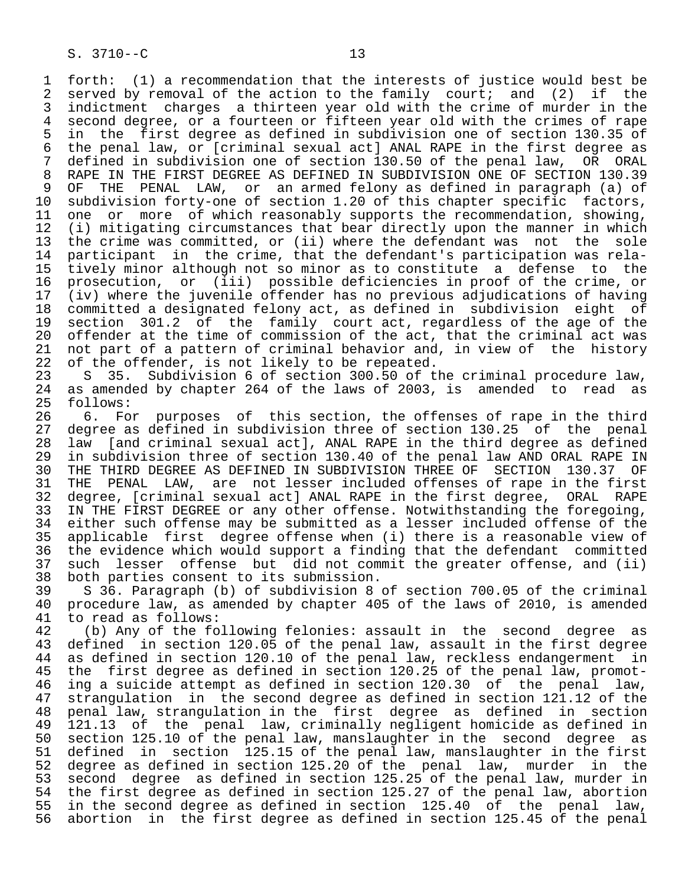forth: (1) a recommendation that the interests of justice would best be served by removal of the action to the family court; and (2) if the indictment charges a thirteen year old with the crime of murder in the second degree, or a fourteen or fifteen year old with the crimes of rape in the first degree as defined in subdivision one of section 130.35 of the penal law, or [criminal sexual act] ANAL RAPE in the first degree as defined in subdivision one of section 130.50 of the penal law, OR ORAL RAPE IN THE FIRST DEGREE AS DEFINED IN SUBDIVISION ONE OF SECTION 130.39 OF THE PENAL LAW, or an armed felony as defined in paragraph (a) of subdivision forty-one of section 1.20 of this chapter specific factors, one or more of which reasonably supports the recommendation, showing, (i) mitigating circumstances that bear directly upon the manner in which the crime was committed, or (ii) where the defendant was not the sole participant in the crime, that the defendant's participation was relatively minor although not so minor as to constitute a defense to the prosecution, or (iii) possible deficiencies in proof of the crime, or (iv) where the juvenile offender has no previous adjudications of having committed a designated felony act, as defined in subdivision eight of section 301.2 of the family court act, regardless of the age of the offender at the time of commission of the act, that the criminal act was not part of a pattern of criminal behavior and, in view of the history of the offender, is not likely to be repeated.

S 35. Subdivision 6 of section 300.50 of the criminal procedure law, as amended by chapter 264 of the laws of 2003, is amended to read as follows:

6. For purposes of this section, the offenses of rape in the third degree as defined in subdivision three of section 130.25 of the penal law [and criminal sexual act], ANAL RAPE in the third degree as defined in subdivision three of section 130.40 of the penal law AND ORAL RAPE IN THE THIRD DEGREE AS DEFINED IN SUBDIVISION THREE OF SECTION 130.37 OF THE PENAL LAW, are not lesser included offenses of rape in the first degree, [criminal sexual act] ANAL RAPE in the first degree, ORAL RAPE IN THE FIRST DEGREE or any other offense. Notwithstanding the foregoing, either such offense may be submitted as a lesser included offense of the applicable first degree offense when (i) there is a reasonable view of the evidence which would support a finding that the defendant committed such lesser offense but did not commit the greater offense, and (ii) both parties consent to its submission.

S 36. Paragraph (b) of subdivision 8 of section 700.05 of the criminal procedure law, as amended by chapter 405 of the laws of 2010, is amended to read as follows:

(b) Any of the following felonies: assault in the second degree as defined in section 120.05 of the penal law, assault in the first degree as defined in section 120.10 of the penal law, reckless endangerment in the first degree as defined in section 120.25 of the penal law, promoting a suicide attempt as defined in section 120.30 of the penal law, strangulation in the second degree as defined in section 121.12 of the penal law, strangulation in the first degree as defined in section 121.13 of the penal law, criminally negligent homicide as defined in section 125.10 of the penal law, manslaughter in the second degree as defined in section 125.15 of the penal law, manslaughter in the first degree as defined in section 125.20 of the penal law, murder in the second degree as defined in section 125.25 of the penal law, murder in the first degree as defined in section 125.27 of the penal law, abortion in the second degree as defined in section 125.40 of the penal law, abortion in the first degree as defined in section 125.45 of the penal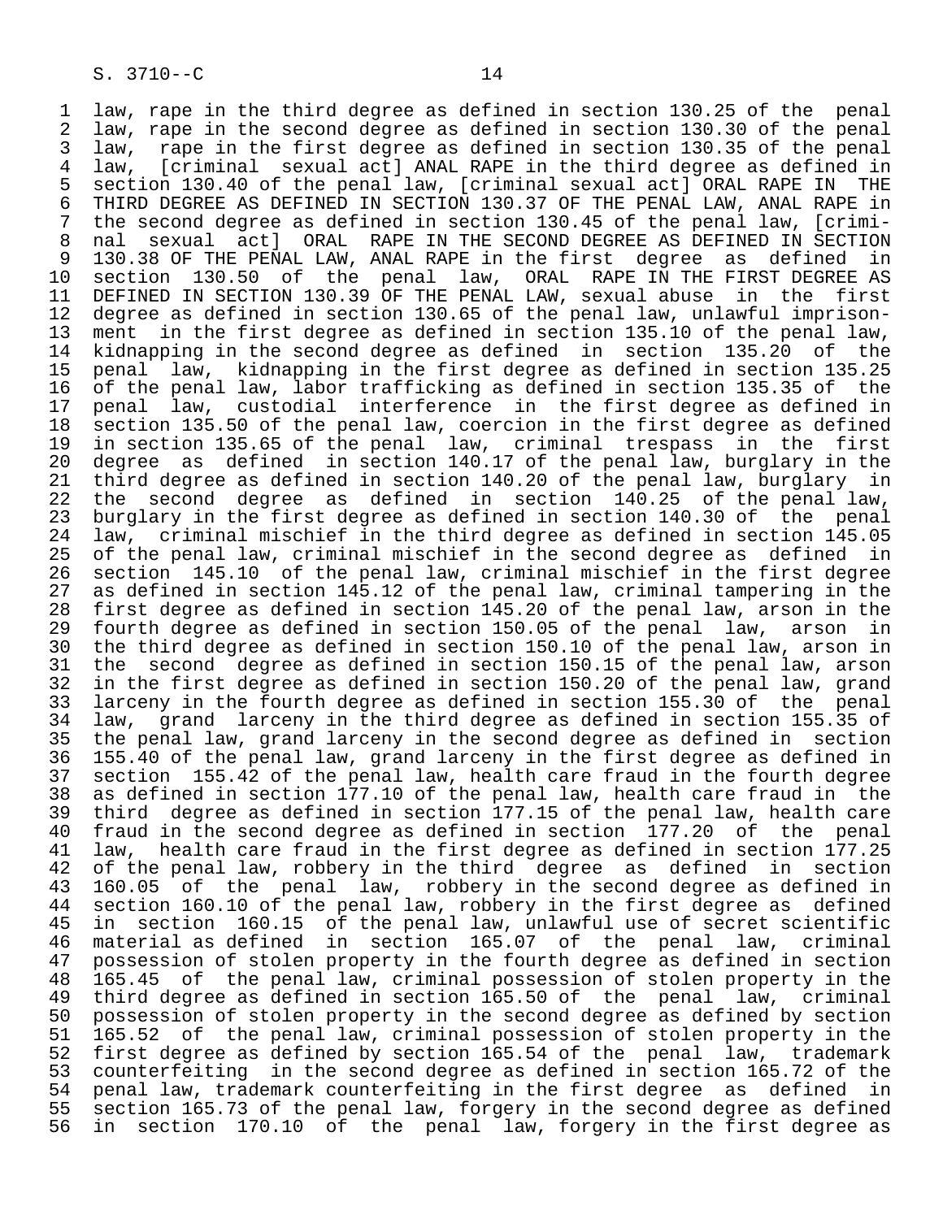law, rape in the third degree as defined in section 130.25 of the penal law, rape in the second degree as defined in section 130.30 of the penal law, rape in the first degree as defined in section 130.35 of the penal law, [criminal sexual act] ANAL RAPE in the third degree as defined in section 130.40 of the penal law, [criminal sexual act] ORAL RAPE IN THE THIRD DEGREE AS DEFINED IN SECTION 130.37 OF THE PENAL LAW, ANAL RAPE in the second degree as defined in section 130.45 of the penal law, [criminal sexual act] ORAL RAPE IN THE SECOND DEGREE AS DEFINED IN SECTION 130.38 OF THE PENAL LAW, ANAL RAPE in the first degree as defined in section 130.50 of the penal law, ORAL RAPE IN THE FIRST DEGREE AS DEFINED IN SECTION 130.39 OF THE PENAL LAW, sexual abuse in the first degree as defined in section 130.65 of the penal law, unlawful imprisonment in the first degree as defined in section 135.10 of the penal law, kidnapping in the second degree as defined in section 135.20 of the penal law, kidnapping in the first degree as defined in section 135.25 of the penal law, labor trafficking as defined in section 135.35 of the penal law, custodial interference in the first degree as defined in section 135.50 of the penal law, coercion in the first degree as defined in section 135.65 of the penal law, criminal trespass in the first degree as defined in section 140.17 of the penal law, burglary in the third degree as defined in section 140.20 of the penal law, burglary in the second degree as defined in section 140.25 of the penal law, burglary in the first degree as defined in section 140.30 of the penal law, criminal mischief in the third degree as defined in section 145.05 of the penal law, criminal mischief in the second degree as defined in section 145.10 of the penal law, criminal mischief in the first degree as defined in section 145.12 of the penal law, criminal tampering in the first degree as defined in section 145.20 of the penal law, arson in the fourth degree as defined in section 150.05 of the penal law, arson in the third degree as defined in section 150.10 of the penal law, arson in the second degree as defined in section 150.15 of the penal law, arson in the first degree as defined in section 150.20 of the penal law, grand larceny in the fourth degree as defined in section 155.30 of the penal law, grand larceny in the third degree as defined in section 155.35 of the penal law, grand larceny in the second degree as defined in section 155.40 of the penal law, grand larceny in the first degree as defined in section 155.42 of the penal law, health care fraud in the fourth degree as defined in section 177.10 of the penal law, health care fraud in the third degree as defined in section 177.15 of the penal law, health care fraud in the second degree as defined in section 177.20 of the penal law, health care fraud in the first degree as defined in section 177.25 of the penal law, robbery in the third degree as defined in section 160.05 of the penal law, robbery in the second degree as defined in section 160.10 of the penal law, robbery in the first degree as defined in section 160.15 of the penal law, unlawful use of secret scientific material as defined in section 165.07 of the penal law, criminal possession of stolen property in the fourth degree as defined in section 165.45 of the penal law, criminal possession of stolen property in the third degree as defined in section 165.50 of the penal law, criminal possession of stolen property in the second degree as defined by section 165.52 of the penal law, criminal possession of stolen property in the first degree as defined by section 165.54 of the penal law, trademark counterfeiting in the second degree as defined in section 165.72 of the penal law, trademark counterfeiting in the first degree as defined in section 165.73 of the penal law, forgery in the second degree as defined in section 170.10 of the penal law, forgery in the first degree as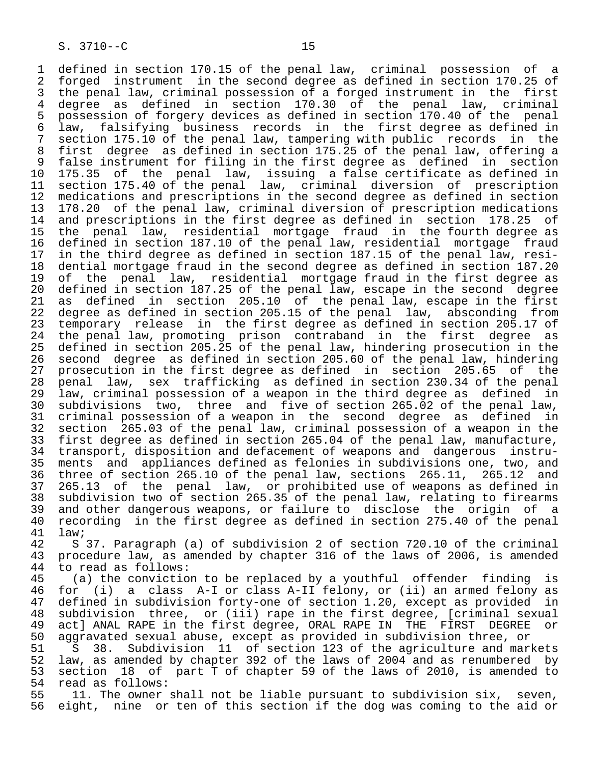defined in section 170.15 of the penal law, criminal possession of a forged instrument in the second degree as defined in section 170.25 of the penal law, criminal possession of a forged instrument in the first degree as defined in section 170.30 of the penal law, criminal possession of forgery devices as defined in section 170.40 of the penal law, falsifying business records in the first degree as defined in section 175.10 of the penal law, tampering with public records in the first degree as defined in section 175.25 of the penal law, offering a false instrument for filing in the first degree as defined in section 175.35 of the penal law, issuing a false certificate as defined in section 175.40 of the penal law, criminal diversion of prescription medications and prescriptions in the second degree as defined in section 178.20 of the penal law, criminal diversion of prescription medications and prescriptions in the first degree as defined in section 178.25 of the penal law, residential mortgage fraud in the fourth degree as defined in section 187.10 of the penal law, residential mortgage fraud in the third degree as defined in section 187.15 of the penal law, residential mortgage fraud in the second degree as defined in section 187.20 of the penal law, residential mortgage fraud in the first degree as defined in section 187.25 of the penal law, escape in the second degree as defined in section 205.10 of the penal law, escape in the first degree as defined in section 205.15 of the penal law, absconding from temporary release in the first degree as defined in section 205.17 of the penal law, promoting prison contraband in the first degree as defined in section 205.25 of the penal law, hindering prosecution in the second degree as defined in section 205.60 of the penal law, hindering prosecution in the first degree as defined in section 205.65 of the penal law, sex trafficking as defined in section 230.34 of the penal law, criminal possession of a weapon in the third degree as defined in subdivisions two, three and five of section 265.02 of the penal law, criminal possession of a weapon in the second degree as defined in section 265.03 of the penal law, criminal possession of a weapon in the first degree as defined in section 265.04 of the penal law, manufacture, transport, disposition and defacement of weapons and dangerous instruments and appliances defined as felonies in subdivisions one, two, and three of section 265.10 of the penal law, sections 265.11, 265.12 and 265.13 of the penal law, or prohibited use of weapons as defined in subdivision two of section 265.35 of the penal law, relating to firearms and other dangerous weapons, or failure to disclose the origin of a recording in the first degree as defined in section 275.40 of the penal law;

S 37. Paragraph (a) of subdivision 2 of section 720.10 of the criminal procedure law, as amended by chapter 316 of the laws of 2006, is amended to read as follows:

(a) the conviction to be replaced by a youthful offender finding is for (i) a class A-I or class A-II felony, or (ii) an armed felony as defined in subdivision forty-one of section 1.20, except as provided in subdivision three, or (iii) rape in the first degree, [criminal sexual act] ANAL RAPE in the first degree, ORAL RAPE IN THE FIRST DEGREE or aggravated sexual abuse, except as provided in subdivision three, or

S 38. Subdivision 11 of section 123 of the agriculture and markets law, as amended by chapter 392 of the laws of 2004 and as renumbered by section 18 of part T of chapter 59 of the laws of 2010, is amended to read as follows:

11. The owner shall not be liable pursuant to subdivision six, seven, eight, nine or ten of this section if the dog was coming to the aid or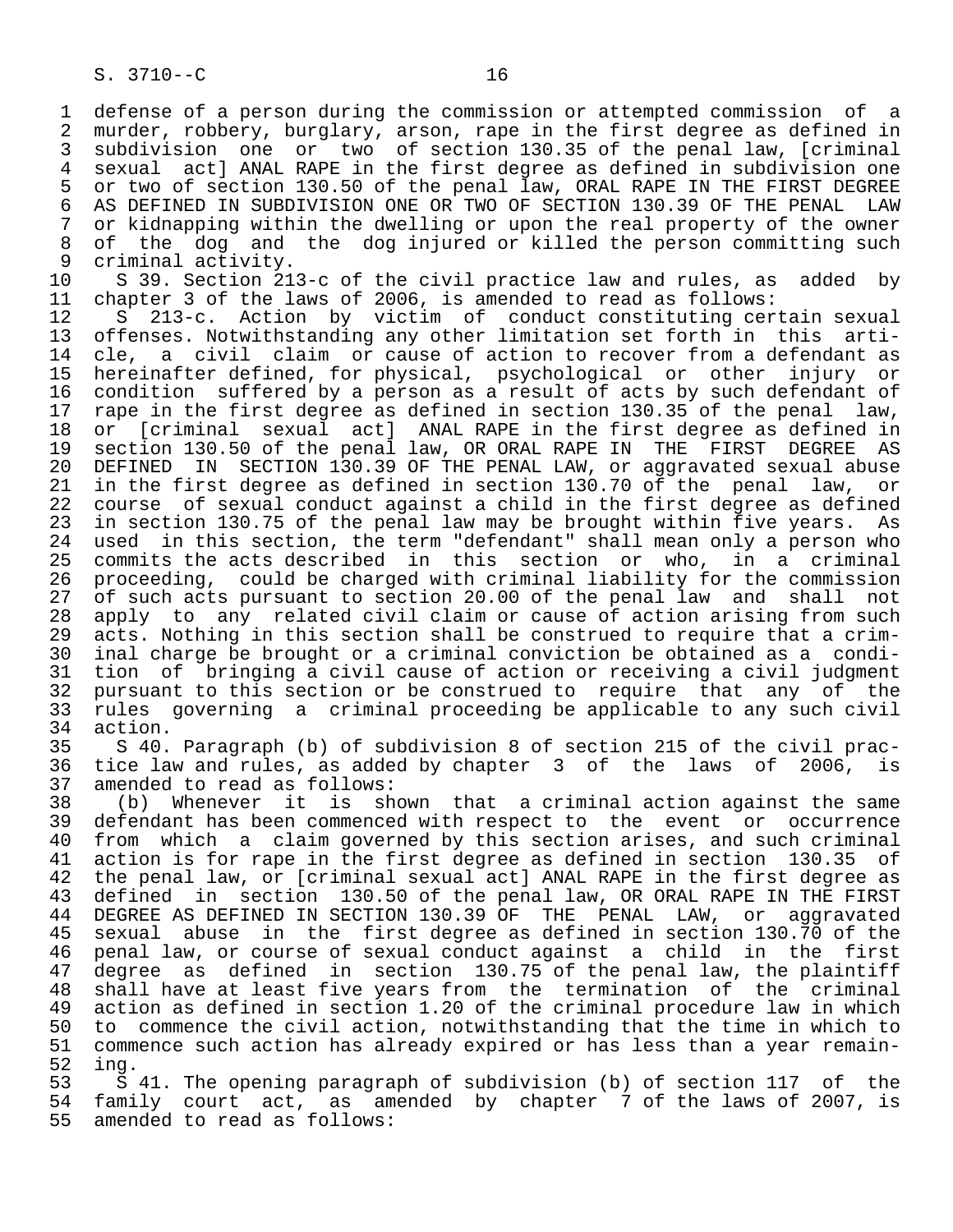defense of a person during the commission or attempted commission of a murder, robbery, burglary, arson, rape in the first degree as defined in subdivision one or two of section 130.35 of the penal law, [criminal sexual act] ANAL RAPE in the first degree as defined in subdivision one or two of section 130.50 of the penal law, ORAL RAPE IN THE FIRST DEGREE AS DEFINED IN SUBDIVISION ONE OR TWO OF SECTION 130.39 OF THE PENAL LAW or kidnapping within the dwelling or upon the real property of the owner of the dog and the dog injured or killed the person committing such criminal activity.

S 39. Section 213-c of the civil practice law and rules, as added by chapter 3 of the laws of 2006, is amended to read as follows:

S 213-c. Action by victim of conduct constituting certain sexual offenses. Notwithstanding any other limitation set forth in this article, a civil claim or cause of action to recover from a defendant as hereinafter defined, for physical, psychological or other injury or condition suffered by a person as a result of acts by such defendant of rape in the first degree as defined in section 130.35 of the penal law, or [criminal sexual act] ANAL RAPE in the first degree as defined in section 130.50 of the penal law, OR ORAL RAPE IN THE FIRST DEGREE AS DEFINED IN SECTION 130.39 OF THE PENAL LAW, or aggravated sexual abuse in the first degree as defined in section 130.70 of the penal law, or course of sexual conduct against a child in the first degree as defined in section 130.75 of the penal law may be brought within five years. As used in this section, the term "defendant" shall mean only a person who commits the acts described in this section or who, in a criminal proceeding, could be charged with criminal liability for the commission of such acts pursuant to section 20.00 of the penal law and shall not apply to any related civil claim or cause of action arising from such acts. Nothing in this section shall be construed to require that a criminal charge be brought or a criminal conviction be obtained as a condition of bringing a civil cause of action or receiving a civil judgment pursuant to this section or be construed to require that any of the rules governing a criminal proceeding be applicable to any such civil action.

S 40. Paragraph (b) of subdivision 8 of section 215 of the civil practice law and rules, as added by chapter 3 of the laws of 2006, is amended to read as follows:

(b) Whenever it is shown that a criminal action against the same defendant has been commenced with respect to the event or occurrence from which a claim governed by this section arises, and such criminal action is for rape in the first degree as defined in section 130.35 of the penal law, or [criminal sexual act] ANAL RAPE in the first degree as defined in section 130.50 of the penal law, OR ORAL RAPE IN THE FIRST DEGREE AS DEFINED IN SECTION 130.39 OF THE PENAL LAW, or aggravated sexual abuse in the first degree as defined in section 130.70 of the penal law, or course of sexual conduct against a child in the first degree as defined in section 130.75 of the penal law, the plaintiff shall have at least five years from the termination of the criminal action as defined in section 1.20 of the criminal procedure law in which to commence the civil action, notwithstanding that the time in which to commence such action has already expired or has less than a year remaining.

S 41. The opening paragraph of subdivision (b) of section 117 of the family court act, as amended by chapter 7 of the laws of 2007, is amended to read as follows: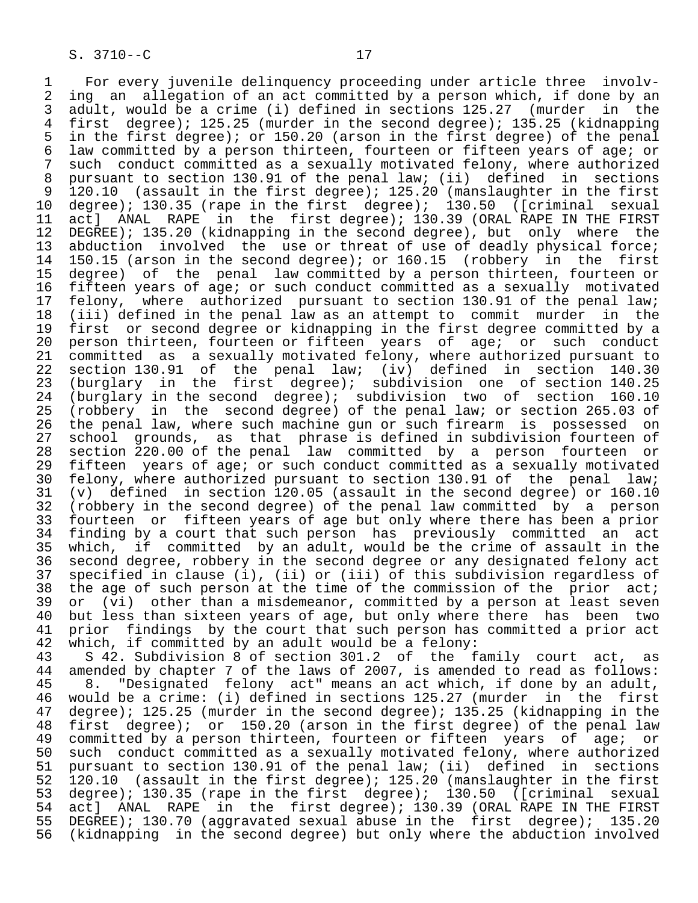For every juvenile delinquency proceeding under article three involving an allegation of an act committed by a person which, if done by an adult, would be a crime (i) defined in sections 125.27 (murder in the first degree); 125.25 (murder in the second degree); 135.25 (kidnapping in the first degree); or 150.20 (arson in the first degree) of the penal law committed by a person thirteen, fourteen or fifteen years of age; or such conduct committed as a sexually motivated felony, where authorized pursuant to section 130.91 of the penal law; (ii) defined in sections 120.10 (assault in the first degree); 125.20 (manslaughter in the first degree); 130.35 (rape in the first degree); 130.50 ([criminal sexual act] ANAL RAPE in the first degree); 130.39 (ORAL RAPE IN THE FIRST DEGREE); 135.20 (kidnapping in the second degree), but only where the abduction involved the use or threat of use of deadly physical force; 150.15 (arson in the second degree); or 160.15 (robbery in the first degree) of the penal law committed by a person thirteen, fourteen or fifteen years of age; or such conduct committed as a sexually motivated felony, where authorized pursuant to section 130.91 of the penal law; (iii) defined in the penal law as an attempt to commit murder in the first or second degree or kidnapping in the first degree committed by a person thirteen, fourteen or fifteen years of age; or such conduct committed as a sexually motivated felony, where authorized pursuant to section 130.91 of the penal law; (iv) defined in section 140.30 (burglary in the first degree); subdivision one of section 140.25 (burglary in the second degree); subdivision two of section 160.10 (robbery in the second degree) of the penal law; or section 265.03 of the penal law, where such machine gun or such firearm is possessed on school grounds, as that phrase is defined in subdivision fourteen of section 220.00 of the penal law committed by a person fourteen or fifteen years of age; or such conduct committed as a sexually motivated felony, where authorized pursuant to section 130.91 of the penal law; (v) defined in section 120.05 (assault in the second degree) or 160.10 (robbery in the second degree) of the penal law committed by a person fourteen or fifteen years of age but only where there has been a prior finding by a court that such person has previously committed an act which, if committed by an adult, would be the crime of assault in the second degree, robbery in the second degree or any designated felony act specified in clause (i), (ii) or (iii) of this subdivision regardless of the age of such person at the time of the commission of the prior act; or (vi) other than a misdemeanor, committed by a person at least seven but less than sixteen years of age, but only where there has been two prior findings by the court that such person has committed a prior act which, if committed by an adult would be a felony:

S 42. Subdivision 8 of section 301.2 of the family court act, as amended by chapter 7 of the laws of 2007, is amended to read as follows:

8. "Designated felony act" means an act which, if done by an adult, would be a crime: (i) defined in sections 125.27 (murder in the first degree); 125.25 (murder in the second degree); 135.25 (kidnapping in the first degree); or 150.20 (arson in the first degree) of the penal law committed by a person thirteen, fourteen or fifteen years of age; or such conduct committed as a sexually motivated felony, where authorized pursuant to section 130.91 of the penal law; (ii) defined in sections 120.10 (assault in the first degree); 125.20 (manslaughter in the first degree); 130.35 (rape in the first degree); 130.50 ([criminal sexual act] ANAL RAPE in the first degree); 130.39 (ORAL RAPE IN THE FIRST DEGREE); 130.70 (aggravated sexual abuse in the first degree); 135.20 (kidnapping in the second degree) but only where the abduction involved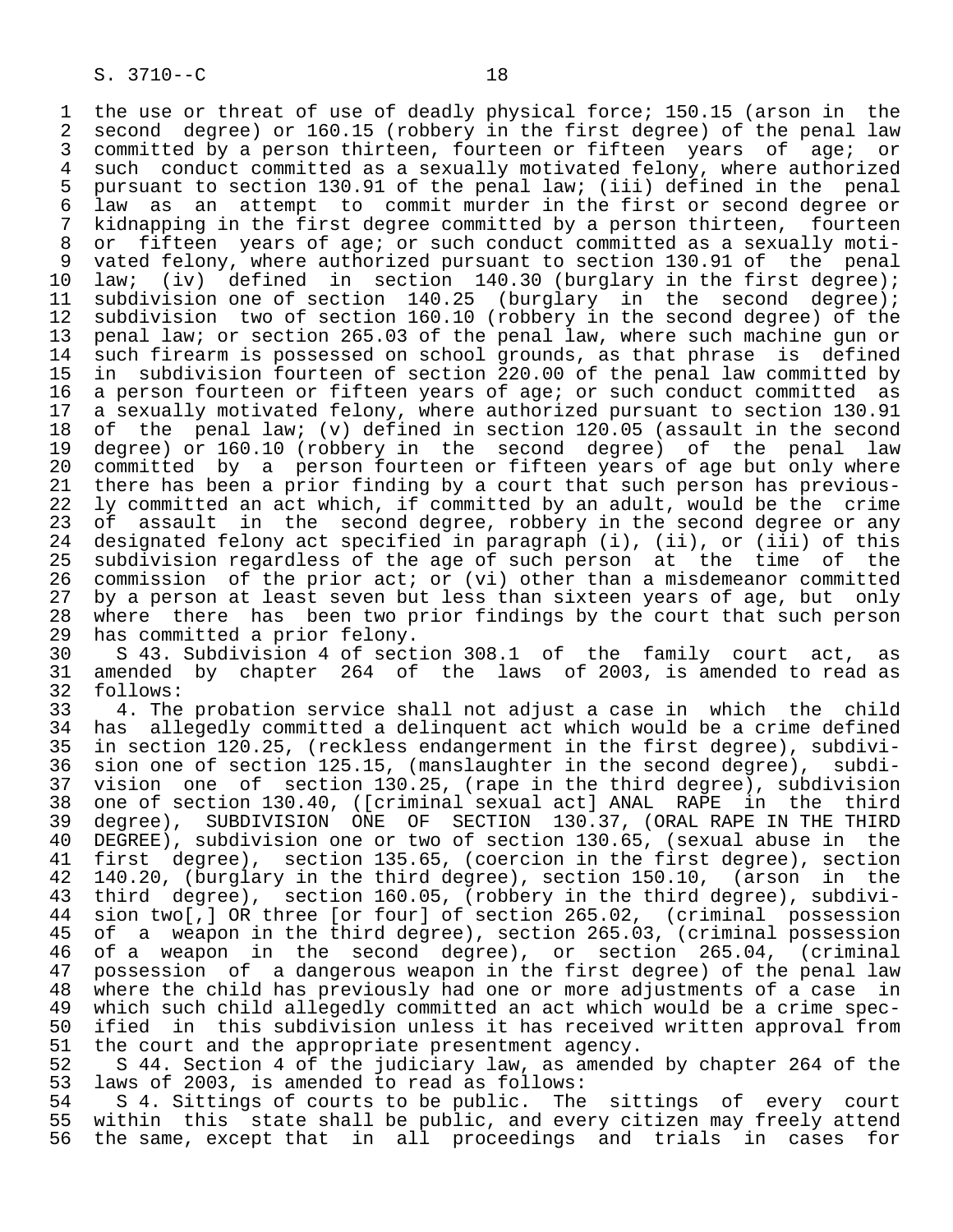the use or threat of use of deadly physical force; 150.15 (arson in the second degree) or 160.15 (robbery in the first degree) of the penal law committed by a person thirteen, fourteen or fifteen years of age; or such conduct committed as a sexually motivated felony, where authorized pursuant to section 130.91 of the penal law; (iii) defined in the penal law as an attempt to commit murder in the first or second degree or kidnapping in the first degree committed by a person thirteen, fourteen or fifteen years of age; or such conduct committed as a sexually motivated felony, where authorized pursuant to section 130.91 of the penal law; (iv) defined in section 140.30 (burglary in the first degree); subdivision one of section 140.25 (burglary in the second degree); subdivision two of section 160.10 (robbery in the second degree) of the penal law; or section 265.03 of the penal law, where such machine gun or such firearm is possessed on school grounds, as that phrase is defined in subdivision fourteen of section 220.00 of the penal law committed by a person fourteen or fifteen years of age; or such conduct committed as a sexually motivated felony, where authorized pursuant to section 130.91 of the penal law; (v) defined in section 120.05 (assault in the second degree) or 160.10 (robbery in the second degree) of the penal law committed by a person fourteen or fifteen years of age but only where there has been a prior finding by a court that such person has previously committed an act which, if committed by an adult, would be the crime of assault in the second degree, robbery in the second degree or any designated felony act specified in paragraph (i), (ii), or (iii) of this subdivision regardless of the age of such person at the time of the commission of the prior act; or (vi) other than a misdemeanor committed by a person at least seven but less than sixteen years of age, but only where there has been two prior findings by the court that such person has committed a prior felony.

S 43. Subdivision 4 of section 308.1 of the family court act, as amended by chapter 264 of the laws of 2003, is amended to read as follows:

4. The probation service shall not adjust a case in which the child has allegedly committed a delinquent act which would be a crime defined in section 120.25, (reckless endangerment in the first degree), subdivision one of section 125.15, (manslaughter in the second degree), subdivision one of section 130.25, (rape in the third degree), subdivision one of section 130.40, ([criminal sexual act] ANAL RAPE in the third degree), SUBDIVISION ONE OF SECTION 130.37, (ORAL RAPE IN THE THIRD DEGREE), subdivision one or two of section 130.65, (sexual abuse in the first degree), section 135.65, (coercion in the first degree), section 140.20, (burglary in the third degree), section 150.10, (arson in the third degree), section 160.05, (robbery in the third degree), subdivision two[,] OR three [or four] of section 265.02, (criminal possession of a weapon in the third degree), section 265.03, (criminal possession of a weapon in the second degree), or section 265.04, (criminal possession of a dangerous weapon in the first degree) of the penal law where the child has previously had one or more adjustments of a case in which such child allegedly committed an act which would be a crime specified in this subdivision unless it has received written approval from the court and the appropriate presentment agency.

S 44. Section 4 of the judiciary law, as amended by chapter 264 of the laws of 2003, is amended to read as follows:

S 4. Sittings of courts to be public. The sittings of every court within this state shall be public, and every citizen may freely attend the same, except that in all proceedings and trials in cases for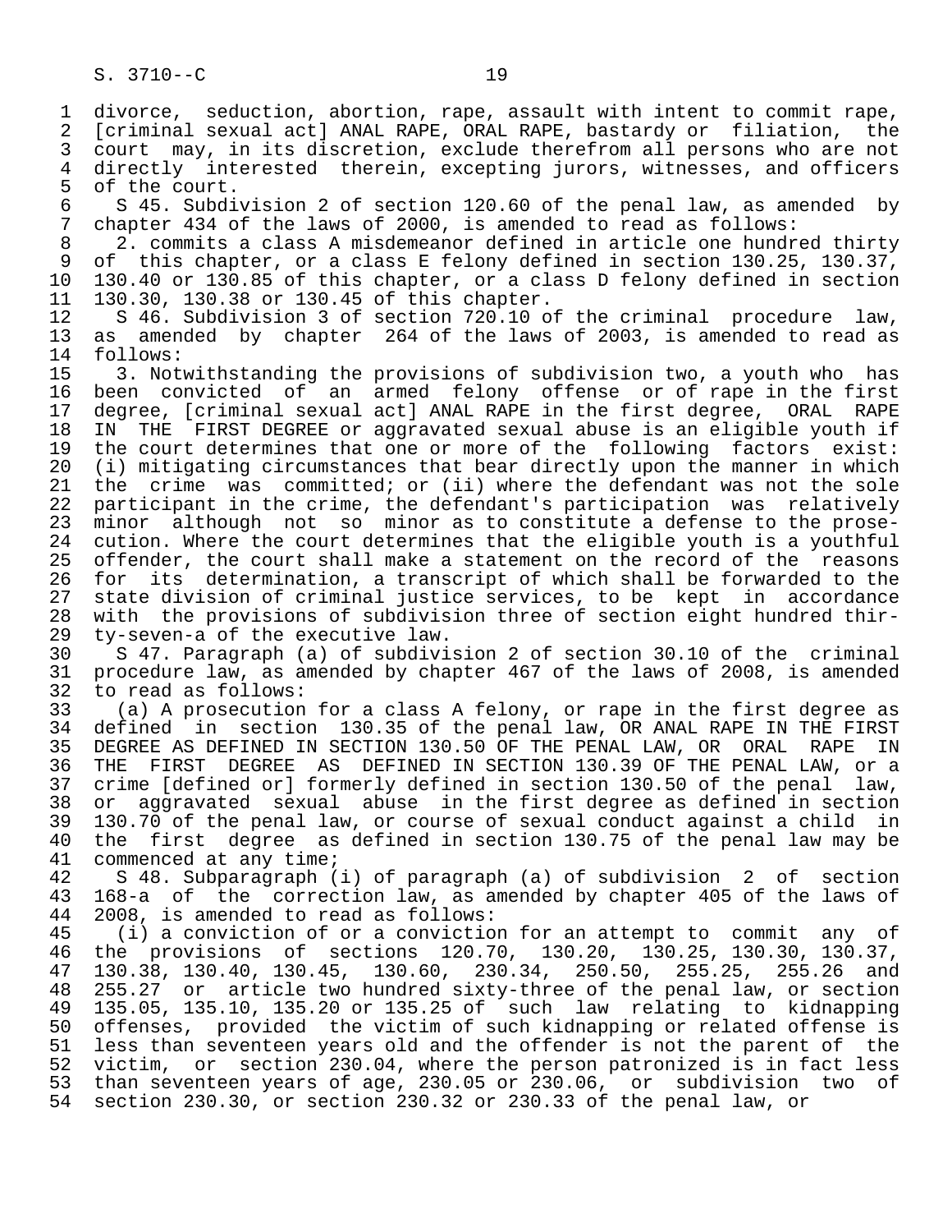divorce, seduction, abortion, rape, assault with intent to commit rape, [criminal sexual act] ANAL RAPE, ORAL RAPE, bastardy or filiation, the court may, in its discretion, exclude therefrom all persons who are not directly interested therein, excepting jurors, witnesses, and officers of the court.

S 45. Subdivision 2 of section 120.60 of the penal law, as amended by chapter 434 of the laws of 2000, is amended to read as follows:

2. commits a class A misdemeanor defined in article one hundred thirty of this chapter, or a class E felony defined in section 130.25, 130.37, 130.40 or 130.85 of this chapter, or a class D felony defined in section 130.30, 130.38 or 130.45 of this chapter.

S 46. Subdivision 3 of section 720.10 of the criminal procedure law, as amended by chapter 264 of the laws of 2003, is amended to read as follows:

3. Notwithstanding the provisions of subdivision two, a youth who has been convicted of an armed felony offense or of rape in the first degree, [criminal sexual act] ANAL RAPE in the first degree, ORAL RAPE IN THE FIRST DEGREE or aggravated sexual abuse is an eligible youth if the court determines that one or more of the following factors exist: (i) mitigating circumstances that bear directly upon the manner in which the crime was committed; or (ii) where the defendant was not the sole participant in the crime, the defendant's participation was relatively minor although not so minor as to constitute a defense to the prosecution. Where the court determines that the eligible youth is a youthful offender, the court shall make a statement on the record of the reasons for its determination, a transcript of which shall be forwarded to the state division of criminal justice services, to be kept in accordance with the provisions of subdivision three of section eight hundred thirty-seven-a of the executive law.

S 47. Paragraph (a) of subdivision 2 of section 30.10 of the criminal procedure law, as amended by chapter 467 of the laws of 2008, is amended to read as follows:

(a) A prosecution for a class A felony, or rape in the first degree as defined in section 130.35 of the penal law, OR ANAL RAPE IN THE FIRST DEGREE AS DEFINED IN SECTION 130.50 OF THE PENAL LAW, OR ORAL RAPE IN THE FIRST DEGREE AS DEFINED IN SECTION 130.39 OF THE PENAL LAW, or a crime [defined or] formerly defined in section 130.50 of the penal law, or aggravated sexual abuse in the first degree as defined in section 130.70 of the penal law, or course of sexual conduct against a child in the first degree as defined in section 130.75 of the penal law may be commenced at any time;

S 48. Subparagraph (i) of paragraph (a) of subdivision 2 of section 168-a of the correction law, as amended by chapter 405 of the laws of 2008, is amended to read as follows:

(i) a conviction of or a conviction for an attempt to commit any of the provisions of sections 120.70, 130.20, 130.25, 130.30, 130.37, 130.38, 130.40, 130.45, 130.60, 230.34, 250.50, 255.25, 255.26 and 255.27 or article two hundred sixty-three of the penal law, or section 135.05, 135.10, 135.20 or 135.25 of such law relating to kidnapping offenses, provided the victim of such kidnapping or related offense is less than seventeen years old and the offender is not the parent of the victim, or section 230.04, where the person patronized is in fact less than seventeen years of age, 230.05 or 230.06, or subdivision two of section 230.30, or section 230.32 or 230.33 of the penal law, or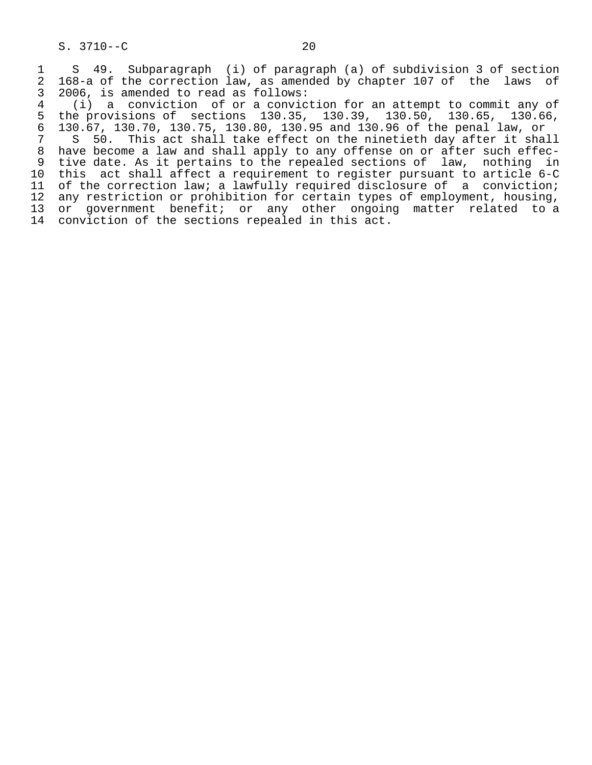S 49. Subparagraph (i) of paragraph (a) of subdivision 3 of section 168-a of the correction law, as amended by chapter 107 of the laws of 2006, is amended to read as follows:

(i) a conviction of or a conviction for an attempt to commit any of the provisions of sections 130.35, 130.39, 130.50, 130.65, 130.66, 130.67, 130.70, 130.75, 130.80, 130.95 and 130.96 of the penal law, or

S 50. This act shall take effect on the ninetieth day after it shall have become a law and shall apply to any offense on or after such effective date. As it pertains to the repealed sections of law, nothing in this act shall affect a requirement to register pursuant to article 6-C of the correction law; a lawfully required disclosure of a conviction; any restriction or prohibition for certain types of employment, housing, or government benefit; or any other ongoing matter related to a conviction of the sections repealed in this act.